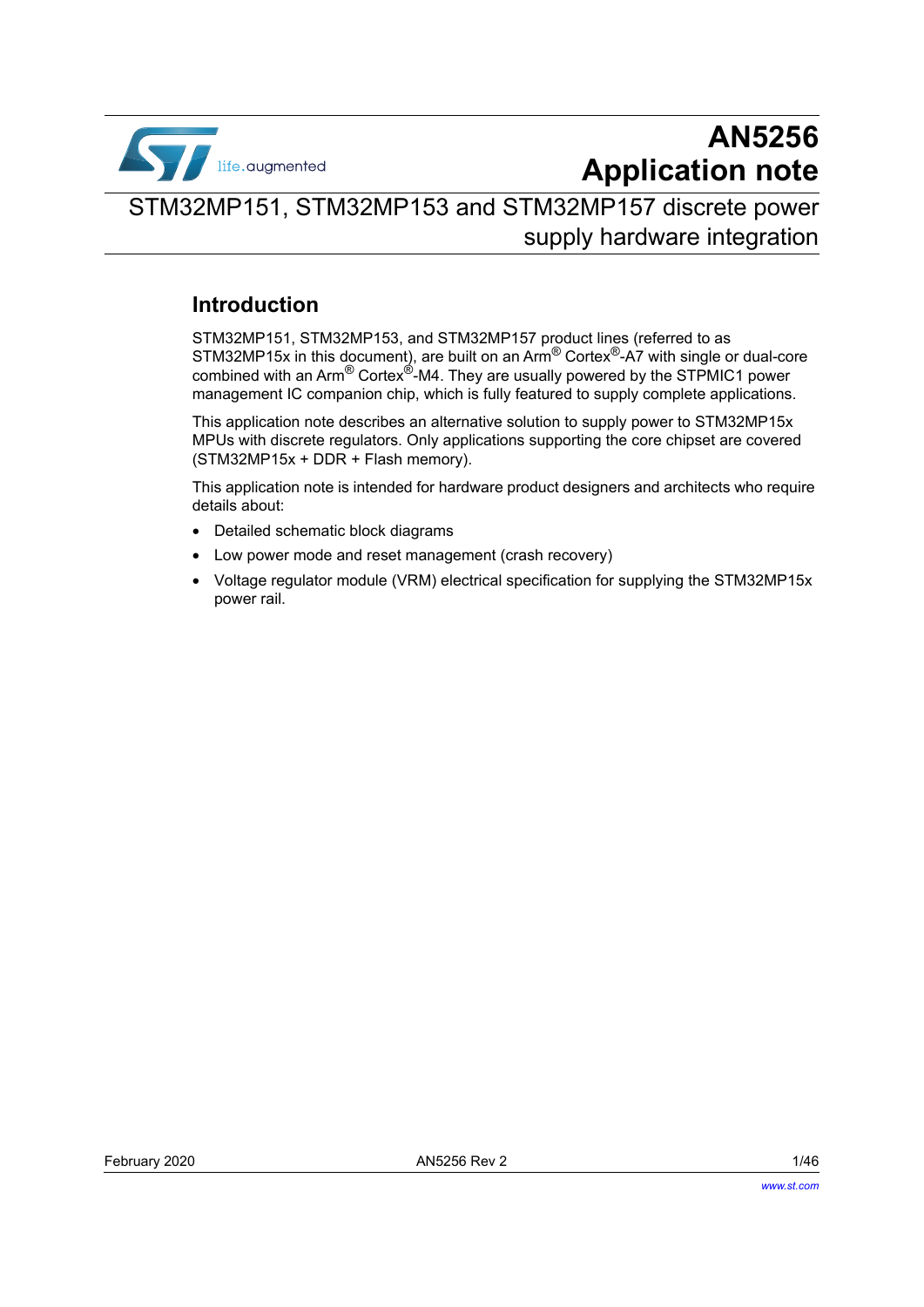# AN5256 Application note

## STM32MP151, STM32MP153 and STM32MP157 discrete power supply hardware integration

## Introduction

STM32MP151, STM32MP153, and STM32MP157 product lines (referred to as STM32MP15x in this document), are built on an Arm® Cortex®-A7 with single or dual-core combined with an Arm® Cortex®-M4. They are usually powered by the STPMIC1 power management IC companion chip, which is fully featured to supply complete applications.

This application note describes an alternative solution to supply power to STM32MP15x MPUs with discrete regulators. Only applications supporting the core chipset are covered (STM32MP15x + DDR + Flash memory).

This application note is intended for hardware product designers and architects who require details about:

- Detailed schematic block diagrams
- Low power mode and reset management (crash recovery)
- Voltage regulator module (VRM) electrical specification for supplying the STM32MP15x power rail.

February 2020 AN5256 Rev 2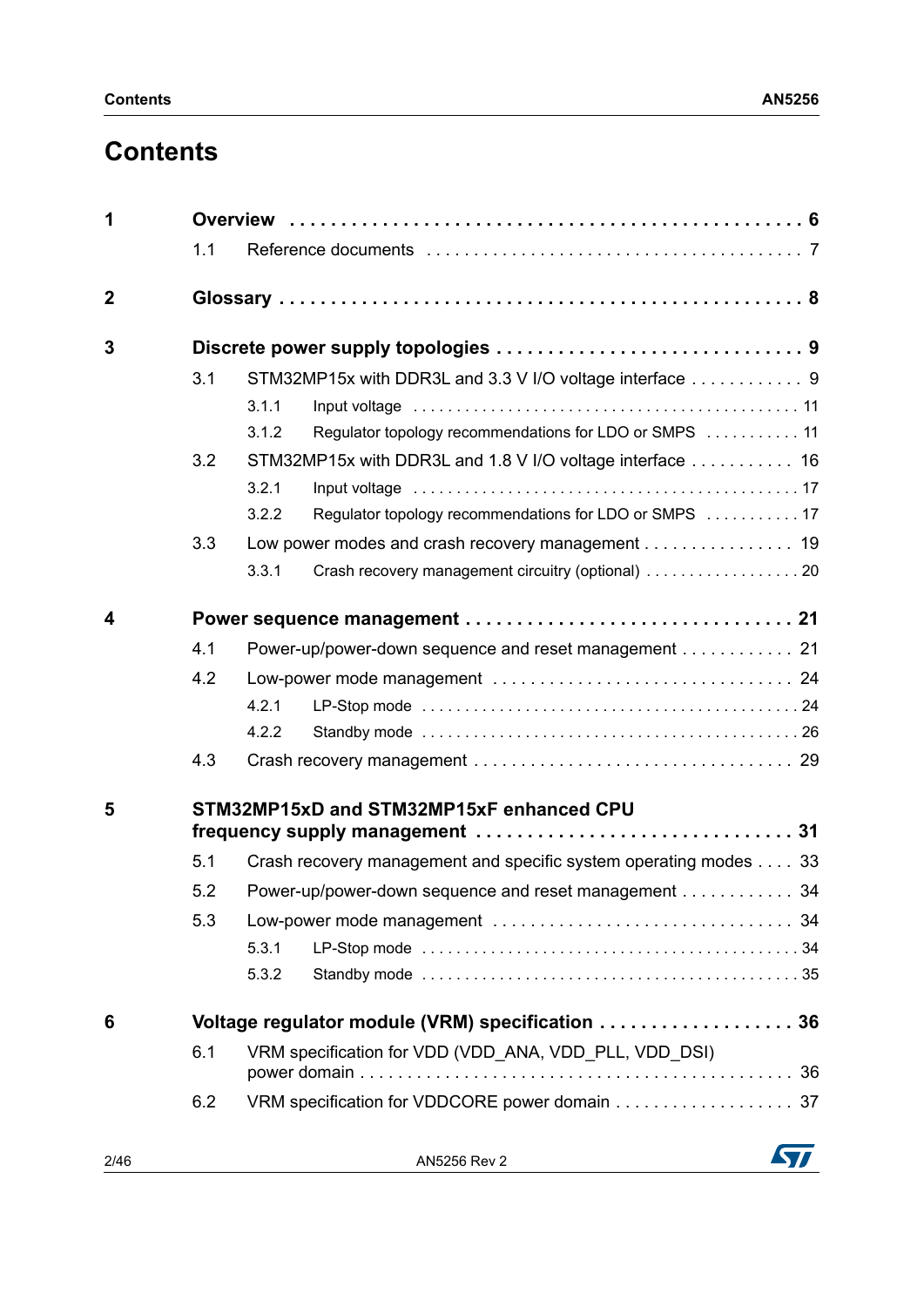# Contents

**1 Overview** . . . . . . . . . . . . . . . . . . . . . . . . . . . . . . . . . . . . . . . . . . . . . . . . . **6**

1.1 Reference documents . . . . . . . . . . . . . . . . . . . . . . . . . . . . . . . . . . . . . . 7

**2 Glossary** . . . . . . . . . . . . . . . . . . . . . . . . . . . . . . . . . . . . . . . . . . . . . . . . . **8**

**3 Discrete power supply topologies** . . . . . . . . . . . . . . . . . . . . . . . . . . . . . **9**

3.1 STM32MP15x with DDR3L and 3.3 V I/O voltage interface . . . . . . . . . . . . 9

3.1.1 Input voltage . . . . . . . . . . . . . . . . . . . . . . . . . . . . . . . . . . . . . . . . . . . 11

3.1.2 Regulator topology recommendations for LDO or SMPS . . . . . . . . . . . 11

3.2 STM32MP15x with DDR3L and 1.8 V I/O voltage interface . . . . . . . . . . . 16

3.2.1 Input voltage . . . . . . . . . . . . . . . . . . . . . . . . . . . . . . . . . . . . . . . . . . . 17

3.2.2 Regulator topology recommendations for LDO or SMPS . . . . . . . . . . . 17

3.3 Low power modes and crash recovery management . . . . . . . . . . . . . . . . 19

3.3.1 Crash recovery management circuitry (optional) . . . . . . . . . . . . . . . . . . 20

**4 Power sequence management** . . . . . . . . . . . . . . . . . . . . . . . . . . . . . . . **21**

4.1 Power-up/power-down sequence and reset management . . . . . . . . . . . . 21

4.2 Low-power mode management . . . . . . . . . . . . . . . . . . . . . . . . . . . . . . . 24

4.2.1 LP-Stop mode . . . . . . . . . . . . . . . . . . . . . . . . . . . . . . . . . . . . . . . . . . 24

4.2.2 Standby mode . . . . . . . . . . . . . . . . . . . . . . . . . . . . . . . . . . . . . . . . . . 26

4.3 Crash recovery management . . . . . . . . . . . . . . . . . . . . . . . . . . . . . . . . . 29

**5 STM32MP15xD and STM32MP15xF enhanced CPU frequency supply management** . . . . . . . . . . . . . . . . . . . . . . . . . . . . . . . **31**

5.1 Crash recovery management and specific system operating modes . . . . 33

5.2 Power-up/power-down sequence and reset management . . . . . . . . . . . . 34

5.3 Low-power mode management . . . . . . . . . . . . . . . . . . . . . . . . . . . . . . . 34

5.3.1 LP-Stop mode . . . . . . . . . . . . . . . . . . . . . . . . . . . . . . . . . . . . . . . . . . 34

5.3.2 Standby mode . . . . . . . . . . . . . . . . . . . . . . . . . . . . . . . . . . . . . . . . . . 35

**6 Voltage regulator module (VRM) specification** . . . . . . . . . . . . . . . . . . . **36**

6.1 VRM specification for VDD (VDD_ANA, VDD_PLL, VDD_DSI) power domain . . . . . . . . . . . . . . . . . . . . . . . . . . . . . . . . . . . . . . . . . . . . . 36

6.2 VRM specification for VDDCORE power domain . . . . . . . . . . . . . . . . . . . 37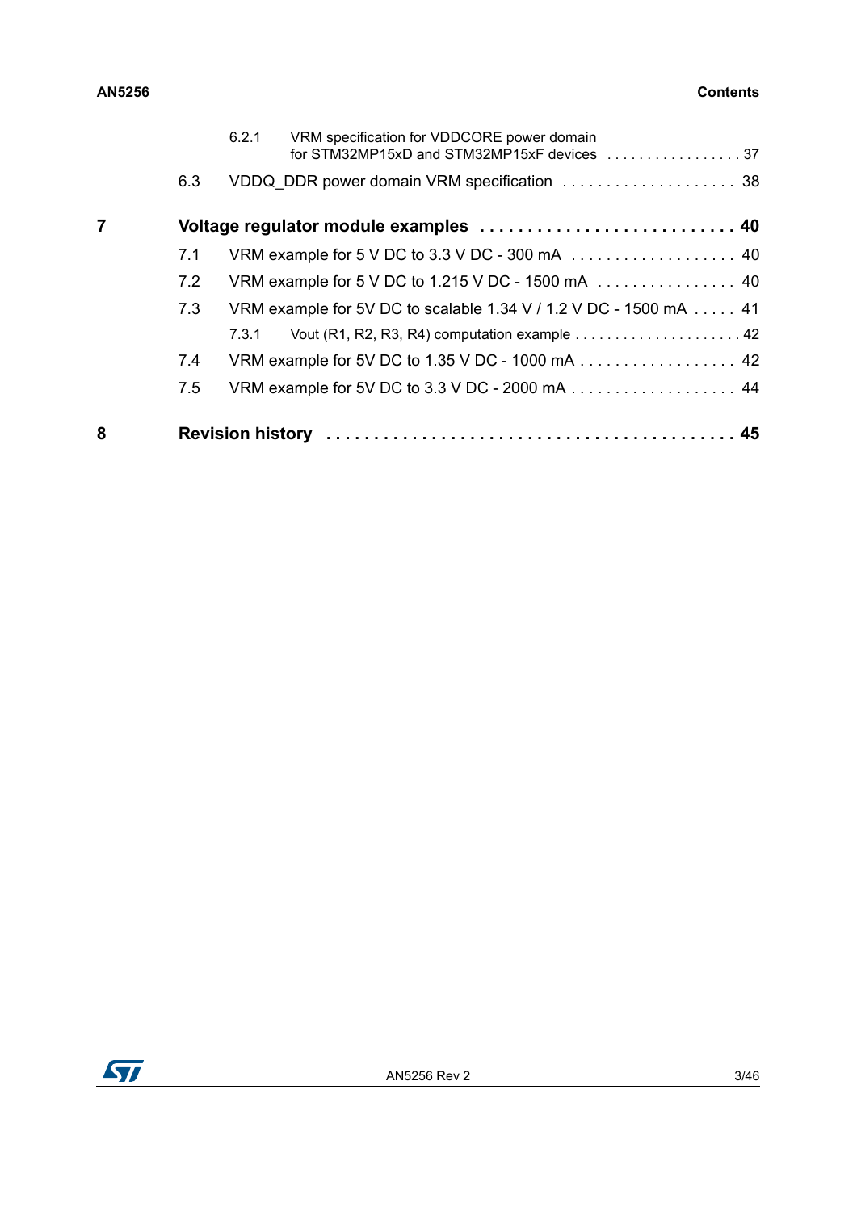6.2.1 VRM specification for VDDCORE power domain for STM32MP15xD and STM32MP15xF devices . . . . . . . . . . . . . . . . . 37

6.3 VDDQ_DDR power domain VRM specification . . . . . . . . . . . . . . . . . . . . 38

**7 Voltage regulator module examples . . . . . . . . . . . . . . . . . . . . . . . . . . . . 40**

7.1 VRM example for 5 V DC to 3.3 V DC - 300 mA . . . . . . . . . . . . . . . . . . . 40

7.2 VRM example for 5 V DC to 1.215 V DC - 1500 mA . . . . . . . . . . . . . . . . 40

7.3 VRM example for 5V DC to scalable 1.34 V / 1.2 V DC - 1500 mA . . . . . 41

7.3.1 Vout (R1, R2, R3, R4) computation example . . . . . . . . . . . . . . . . . . . . . 42

7.4 VRM example for 5V DC to 1.35 V DC - 1000 mA . . . . . . . . . . . . . . . . . . 42

7.5 VRM example for 5V DC to 3.3 V DC - 2000 mA . . . . . . . . . . . . . . . . . . . 44

**8 Revision history . . . . . . . . . . . . . . . . . . . . . . . . . . . . . . . . . . . . . . . . . . 45**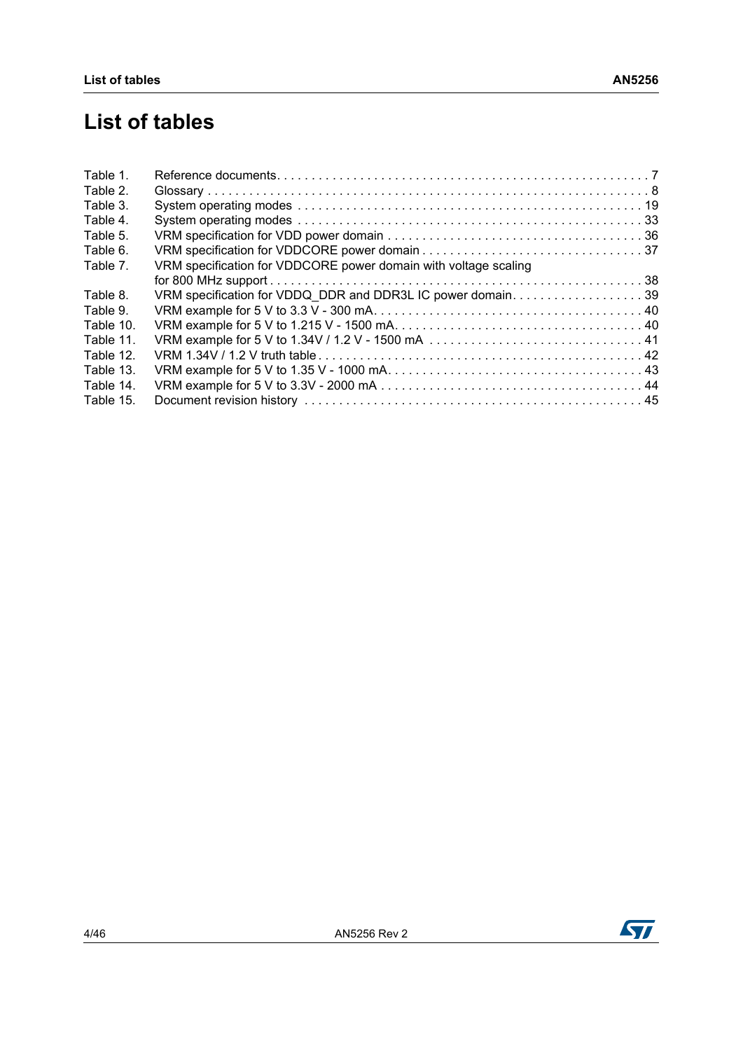# List of tables

Table 1. Reference documents . . . . . . . . . . . . . . . . . . . . . . . . . . . . . . . . . . . . . . . . . . . . . . . . . . . . 7
Table 2. Glossary . . . . . . . . . . . . . . . . . . . . . . . . . . . . . . . . . . . . . . . . . . . . . . . . . . . . . . . . . . . . . 8
Table 3. System operating modes . . . . . . . . . . . . . . . . . . . . . . . . . . . . . . . . . . . . . . . . . . . . . . . . 19
Table 4. System operating modes . . . . . . . . . . . . . . . . . . . . . . . . . . . . . . . . . . . . . . . . . . . . . . . . 33
Table 5. VRM specification for VDD power domain . . . . . . . . . . . . . . . . . . . . . . . . . . . . . . . . . . . . 36
Table 6. VRM specification for VDDCORE power domain . . . . . . . . . . . . . . . . . . . . . . . . . . . . . . . 37
Table 7. VRM specification for VDDCORE power domain with voltage scaling for 800 MHz support . . . . . . . . . . . . . . . . . . . . . . . . . . . . . . . . . . . . . . . . . . . . . . . . . . . . . . 38
Table 8. VRM specification for VDDQ_DDR and DDR3L IC power domain. . . . . . . . . . . . . . . . . . . 39
Table 9. VRM example for 5 V to 3.3 V - 300 mA. . . . . . . . . . . . . . . . . . . . . . . . . . . . . . . . . . . . . . 40
Table 10. VRM example for 5 V to 1.215 V - 1500 mA. . . . . . . . . . . . . . . . . . . . . . . . . . . . . . . . . . . 40
Table 11. VRM example for 5 V to 1.34V / 1.2 V - 1500 mA . . . . . . . . . . . . . . . . . . . . . . . . . . . . . . 41
Table 12. VRM 1.34V / 1.2 V truth table . . . . . . . . . . . . . . . . . . . . . . . . . . . . . . . . . . . . . . . . . . . . . . 42
Table 13. VRM example for 5 V to 1.35 V - 1000 mA. . . . . . . . . . . . . . . . . . . . . . . . . . . . . . . . . . . . 43
Table 14. VRM example for 5 V to 3.3V - 2000 mA . . . . . . . . . . . . . . . . . . . . . . . . . . . . . . . . . . . . . 44
Table 15. Document revision history . . . . . . . . . . . . . . . . . . . . . . . . . . . . . . . . . . . . . . . . . . . . . . . . 45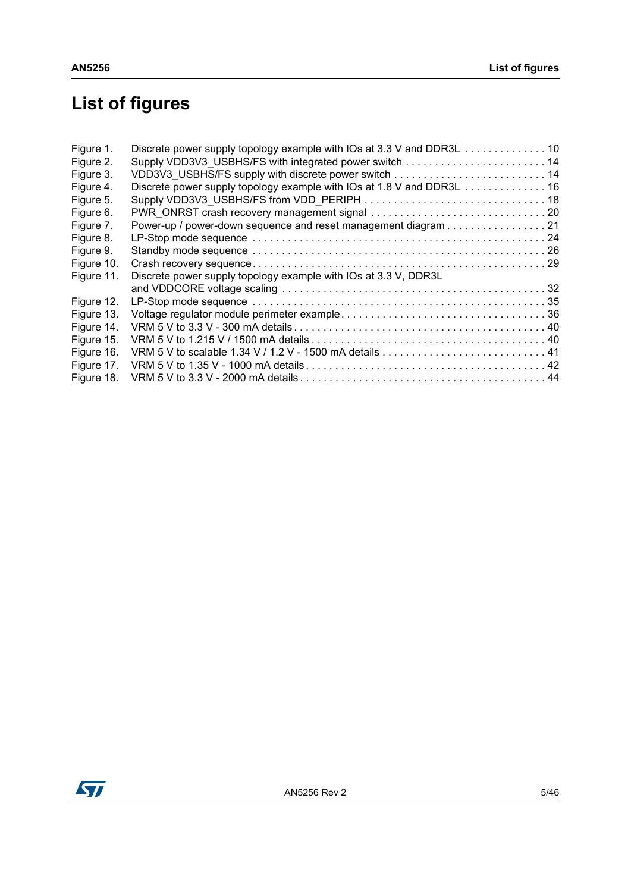# List of figures

| | | |
|---|---|---|
| Figure 1. | Discrete power supply topology example with IOs at 3.3 V and DDR3L | 10 |
| Figure 2. | Supply VDD3V3_USBHS/FS with integrated power switch | 14 |
| Figure 3. | VDD3V3_USBHS/FS supply with discrete power switch | 14 |
| Figure 4. | Discrete power supply topology example with IOs at 1.8 V and DDR3L | 16 |
| Figure 5. | Supply VDD3V3_USBHS/FS from VDD_PERIPH | 18 |
| Figure 6. | PWR_ONRST crash recovery management signal | 20 |
| Figure 7. | Power-up / power-down sequence and reset management diagram | 21 |
| Figure 8. | LP-Stop mode sequence | 24 |
| Figure 9. | Standby mode sequence | 26 |
| Figure 10. | Crash recovery sequence | 29 |
| Figure 11. | Discrete power supply topology example with IOs at 3.3 V, DDR3L and VDDCORE voltage scaling | 32 |
| Figure 12. | LP-Stop mode sequence | 35 |
| Figure 13. | Voltage regulator module perimeter example | 36 |
| Figure 14. | VRM 5 V to 3.3 V - 300 mA details | 40 |
| Figure 15. | VRM 5 V to 1.215 V / 1500 mA details | 40 |
| Figure 16. | VRM 5 V to scalable 1.34 V / 1.2 V - 1500 mA details | 41 |
| Figure 17. | VRM 5 V to 1.35 V - 1000 mA details | 42 |
| Figure 18. | VRM 5 V to 3.3 V - 2000 mA details | 44 |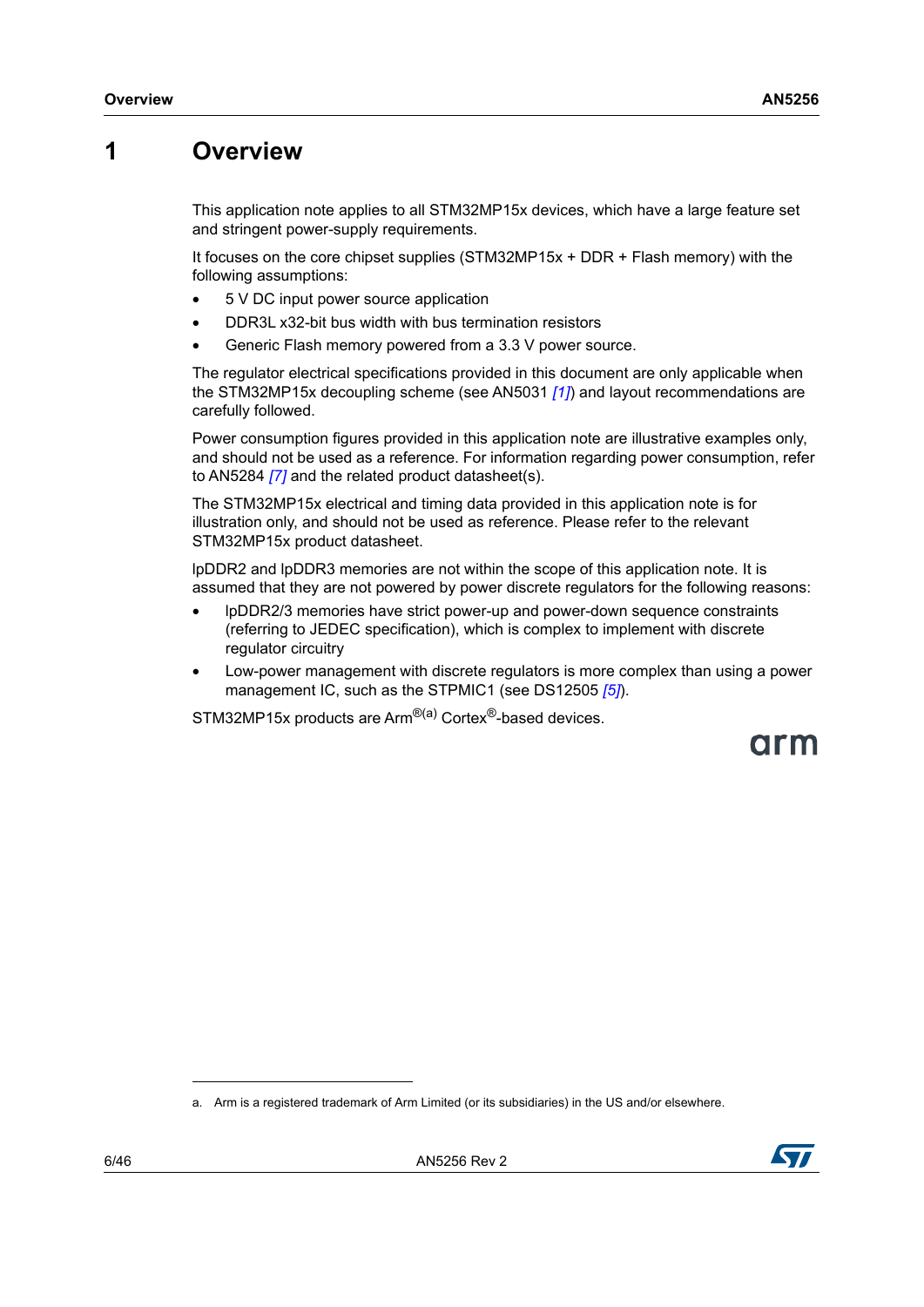# 1 Overview

This application note applies to all STM32MP15x devices, which have a large feature set and stringent power-supply requirements.

It focuses on the core chipset supplies (STM32MP15x + DDR + Flash memory) with the following assumptions:

- 5 V DC input power source application
- DDR3L x32-bit bus width with bus termination resistors
- Generic Flash memory powered from a 3.3 V power source.

The regulator electrical specifications provided in this document are only applicable when the STM32MP15x decoupling scheme (see AN5031 [1]) and layout recommendations are carefully followed.

Power consumption figures provided in this application note are illustrative examples only, and should not be used as a reference. For information regarding power consumption, refer to AN5284 [7] and the related product datasheet(s).

The STM32MP15x electrical and timing data provided in this application note is for illustration only, and should not be used as reference. Please refer to the relevant STM32MP15x product datasheet.

lpDDR2 and lpDDR3 memories are not within the scope of this application note. It is assumed that they are not powered by power discrete regulators for the following reasons:

- lpDDR2/3 memories have strict power-up and power-down sequence constraints (referring to JEDEC specification), which is complex to implement with discrete regulator circuitry
- Low-power management with discrete regulators is more complex than using a power management IC, such as the STPMIC1 (see DS12505 [5]).

STM32MP15x products are Arm®[a] Cortex®-based devices.

a. Arm is a registered trademark of Arm Limited (or its subsidiaries) in the US and/or elsewhere.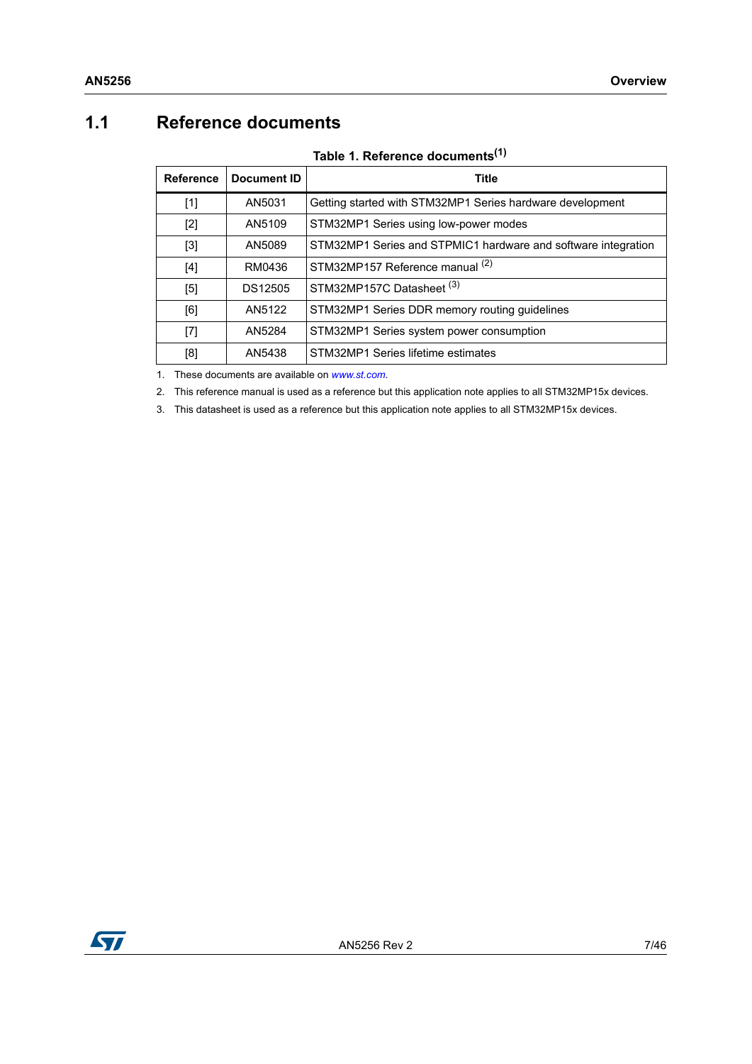## 1.1 Reference documents

**Table 1. Reference documents(1)**

| Reference | Document ID | Title |
|---|---|---|
| [1] | AN5031 | Getting started with STM32MP1 Series hardware development |
| [2] | AN5109 | STM32MP1 Series using low-power modes |
| [3] | AN5089 | STM32MP1 Series and STPMIC1 hardware and software integration |
| [4] | RM0436 | STM32MP157 Reference manual (2) |
| [5] | DS12505 | STM32MP157C Datasheet (3) |
| [6] | AN5122 | STM32MP1 Series DDR memory routing guidelines |
| [7] | AN5284 | STM32MP1 Series system power consumption |
| [8] | AN5438 | STM32MP1 Series lifetime estimates |

1. These documents are available on *www.st.com*.
2. This reference manual is used as a reference but this application note applies to all STM32MP15x devices.
3. This datasheet is used as a reference but this application note applies to all STM32MP15x devices.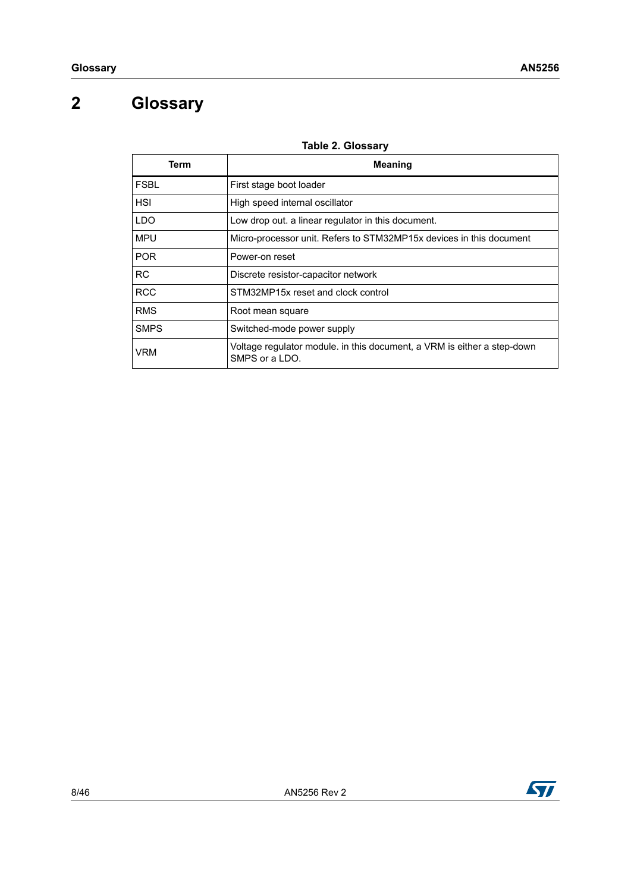# 2 Glossary

**Table 2. Glossary**

| Term | Meaning |
|---|---|
| FSBL | First stage boot loader |
| HSI | High speed internal oscillator |
| LDO | Low drop out. a linear regulator in this document. |
| MPU | Micro-processor unit. Refers to STM32MP15x devices in this document |
| POR | Power-on reset |
| RC | Discrete resistor-capacitor network |
| RCC | STM32MP15x reset and clock control |
| RMS | Root mean square |
| SMPS | Switched-mode power supply |
| VRM | Voltage regulator module. in this document, a VRM is either a step-down SMPS or a LDO. |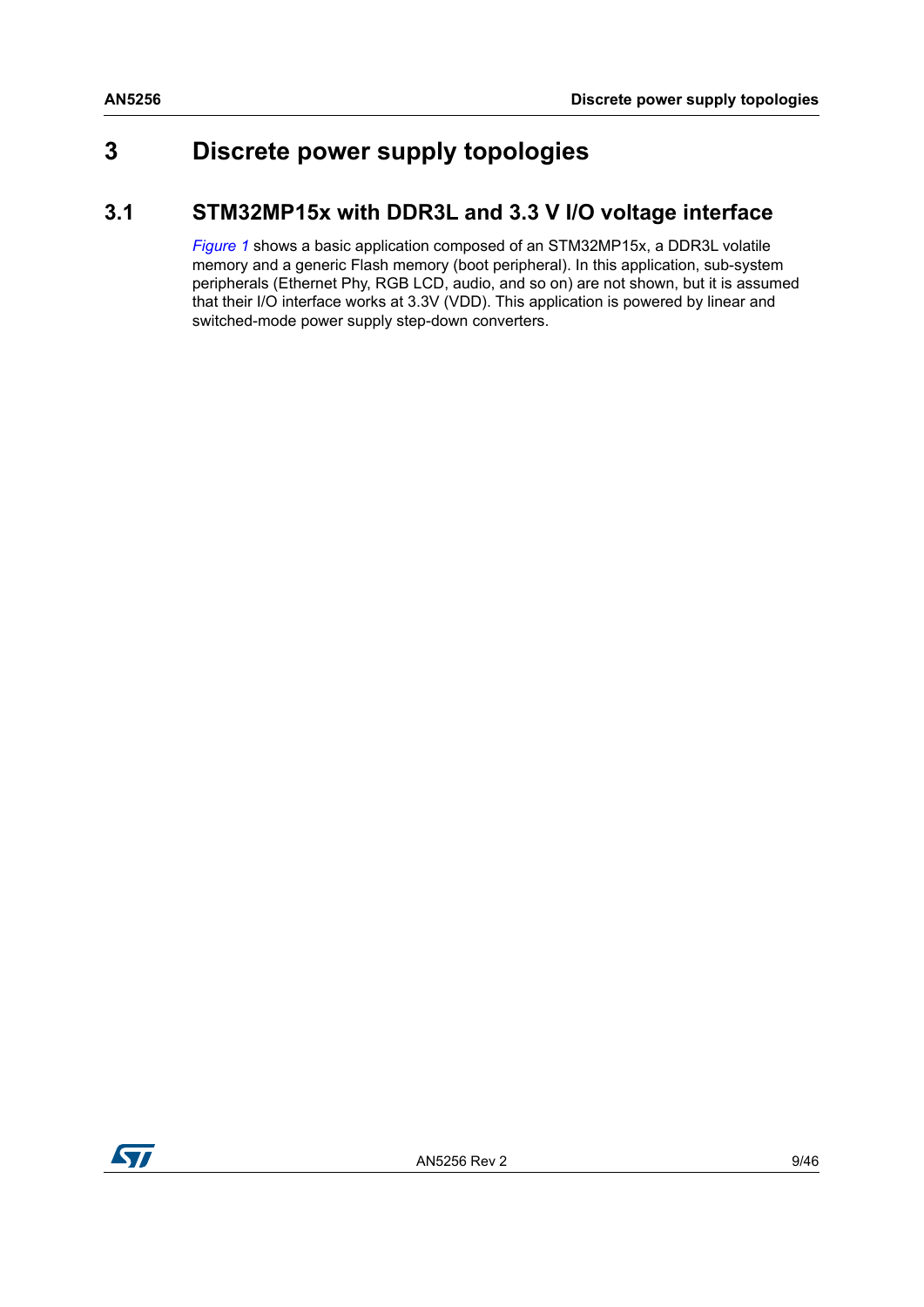# 3 Discrete power supply topologies

## 3.1 STM32MP15x with DDR3L and 3.3 V I/O voltage interface

*Figure 1* shows a basic application composed of an STM32MP15x, a DDR3L volatile memory and a generic Flash memory (boot peripheral). In this application, sub-system peripherals (Ethernet Phy, RGB LCD, audio, and so on) are not shown, but it is assumed that their I/O interface works at 3.3V (VDD). This application is powered by linear and switched-mode power supply step-down converters.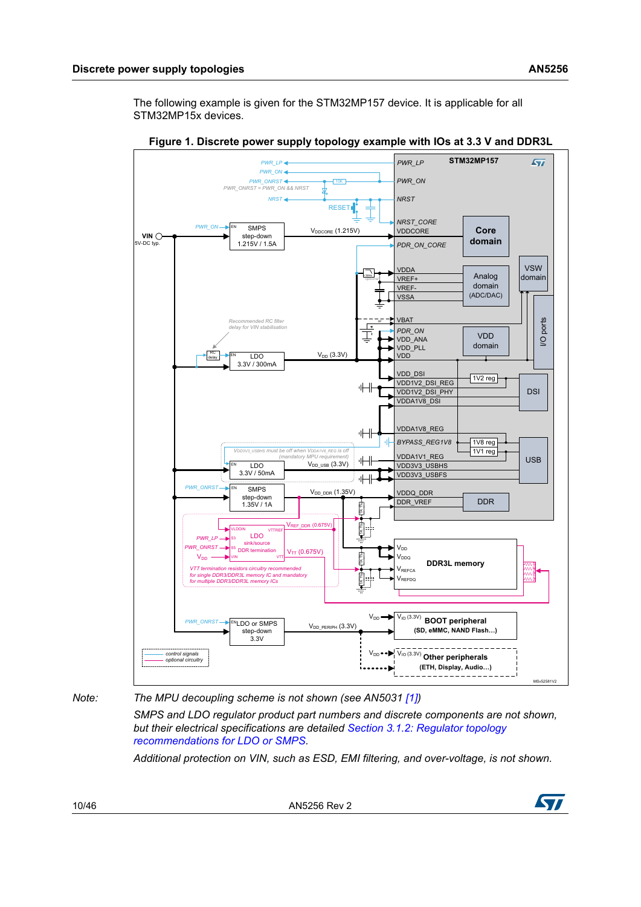The following example is given for the STM32MP157 device. It is applicable for all STM32MP15x devices.

**Figure 1. Discrete power supply topology example with IOs at 3.3 V and DDR3L**

*Note:* *The MPU decoupling scheme is not shown (see AN5031 [1])*

*SMPS and LDO regulator product part numbers and discrete components are not shown, but their electrical specifications are detailed Section 3.1.2: Regulator topology recommendations for LDO or SMPS.*

*Additional protection on VIN, such as ESD, EMI filtering, and over-voltage, is not shown.*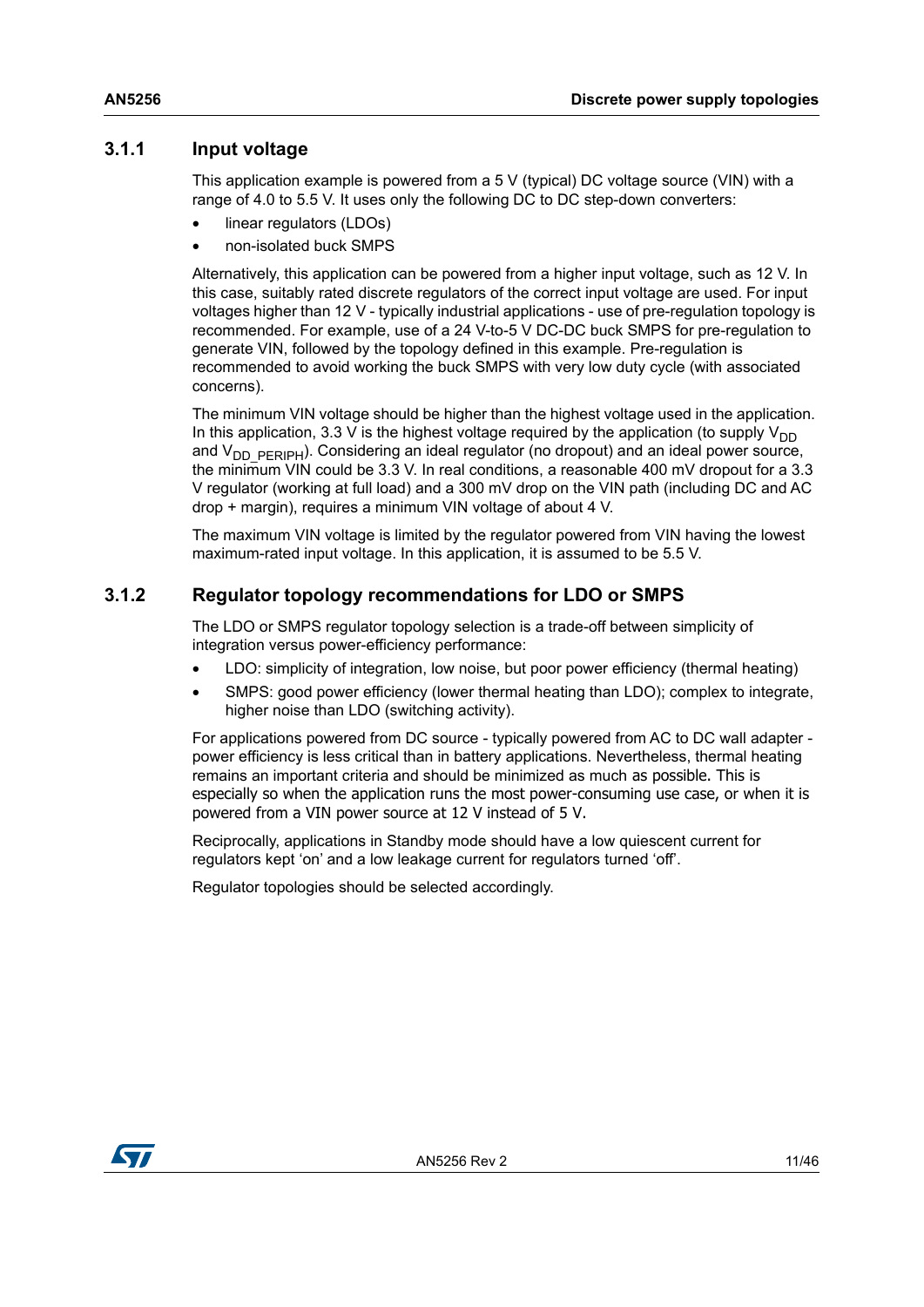### 3.1.1 Input voltage

This application example is powered from a 5 V (typical) DC voltage source (VIN) with a range of 4.0 to 5.5 V. It uses only the following DC to DC step-down converters:

- linear regulators (LDOs)
- non-isolated buck SMPS

Alternatively, this application can be powered from a higher input voltage, such as 12 V. In this case, suitably rated discrete regulators of the correct input voltage are used. For input voltages higher than 12 V - typically industrial applications - use of pre-regulation topology is recommended. For example, use of a 24 V-to-5 V DC-DC buck SMPS for pre-regulation to generate VIN, followed by the topology defined in this example. Pre-regulation is recommended to avoid working the buck SMPS with very low duty cycle (with associated concerns).

The minimum VIN voltage should be higher than the highest voltage used in the application. In this application, 3.3 V is the highest voltage required by the application (to supply $V_{DD}$ and $V_{DD\_PERIPH}$). Considering an ideal regulator (no dropout) and an ideal power source, the minimum VIN could be 3.3 V. In real conditions, a reasonable 400 mV dropout for a 3.3 V regulator (working at full load) and a 300 mV drop on the VIN path (including DC and AC drop + margin), requires a minimum VIN voltage of about 4 V.

The maximum VIN voltage is limited by the regulator powered from VIN having the lowest maximum-rated input voltage. In this application, it is assumed to be 5.5 V.

### 3.1.2 Regulator topology recommendations for LDO or SMPS

The LDO or SMPS regulator topology selection is a trade-off between simplicity of integration versus power-efficiency performance:

- LDO: simplicity of integration, low noise, but poor power efficiency (thermal heating)
- SMPS: good power efficiency (lower thermal heating than LDO); complex to integrate, higher noise than LDO (switching activity).

For applications powered from DC source - typically powered from AC to DC wall adapter - power efficiency is less critical than in battery applications. Nevertheless, thermal heating remains an important criteria and should be minimized as much as possible. This is especially so when the application runs the most power-consuming use case, or when it is powered from a VIN power source at 12 V instead of 5 V.

Reciprocally, applications in Standby mode should have a low quiescent current for regulators kept 'on' and a low leakage current for regulators turned 'off'.

Regulator topologies should be selected accordingly.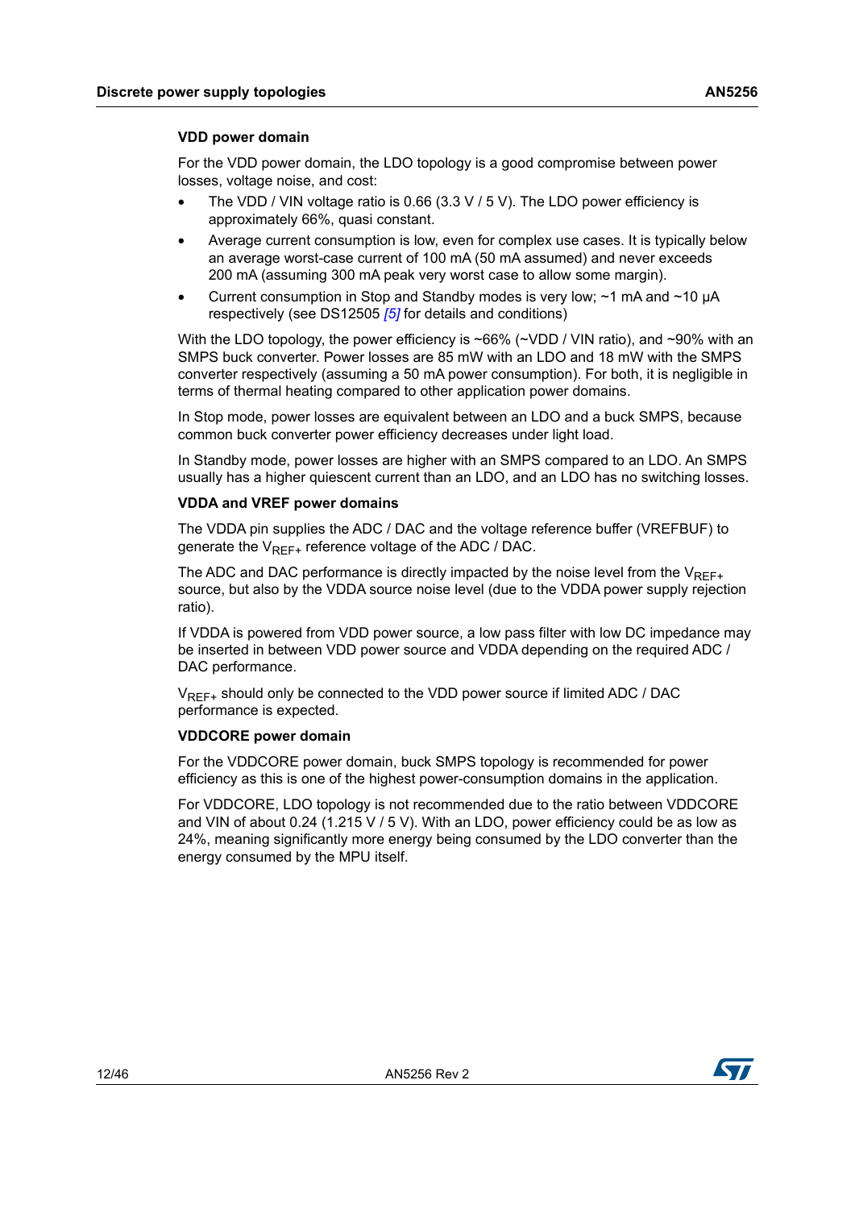### VDD power domain

For the VDD power domain, the LDO topology is a good compromise between power losses, voltage noise, and cost:

- The VDD / VIN voltage ratio is 0.66 (3.3 V / 5 V). The LDO power efficiency is approximately 66%, quasi constant.
- Average current consumption is low, even for complex use cases. It is typically below an average worst-case current of 100 mA (50 mA assumed) and never exceeds 200 mA (assuming 300 mA peak very worst case to allow some margin).
- Current consumption in Stop and Standby modes is very low; ~1 mA and ~10 µA respectively (see DS12505 *[5]* for details and conditions)

With the LDO topology, the power efficiency is ~66% (~VDD / VIN ratio), and ~90% with an SMPS buck converter. Power losses are 85 mW with an LDO and 18 mW with the SMPS converter respectively (assuming a 50 mA power consumption). For both, it is negligible in terms of thermal heating compared to other application power domains.

In Stop mode, power losses are equivalent between an LDO and a buck SMPS, because common buck converter power efficiency decreases under light load.

In Standby mode, power losses are higher with an SMPS compared to an LDO. An SMPS usually has a higher quiescent current than an LDO, and an LDO has no switching losses.

### VDDA and VREF power domains

The VDDA pin supplies the ADC / DAC and the voltage reference buffer (VREFBUF) to generate the $V_{REF+}$ reference voltage of the ADC / DAC.

The ADC and DAC performance is directly impacted by the noise level from the $V_{REF+}$ source, but also by the VDDA source noise level (due to the VDDA power supply rejection ratio).

If VDDA is powered from VDD power source, a low pass filter with low DC impedance may be inserted in between VDD power source and VDDA depending on the required ADC / DAC performance.

$V_{REF+}$ should only be connected to the VDD power source if limited ADC / DAC performance is expected.

### VDDCORE power domain

For the VDDCORE power domain, buck SMPS topology is recommended for power efficiency as this is one of the highest power-consumption domains in the application.

For VDDCORE, LDO topology is not recommended due to the ratio between VDDCORE and VIN of about 0.24 (1.215 V / 5 V). With an LDO, power efficiency could be as low as 24%, meaning significantly more energy being consumed by the LDO converter than the energy consumed by the MPU itself.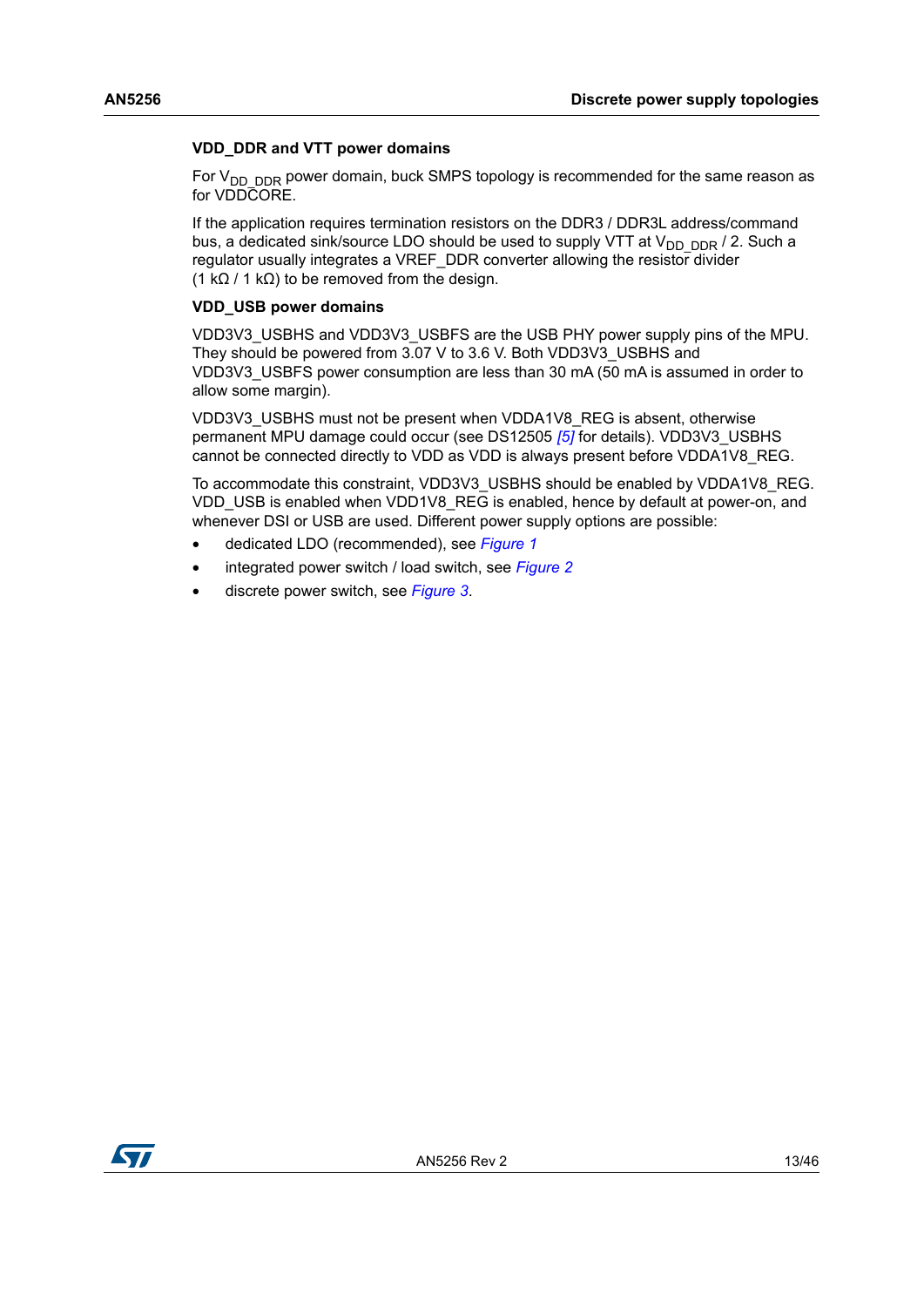### VDD_DDR and VTT power domains

For $V_{DD\_DDR}$ power domain, buck SMPS topology is recommended for the same reason as for VDDCORE.

If the application requires termination resistors on the DDR3 / DDR3L address/command bus, a dedicated sink/source LDO should be used to supply VTT at $V_{DD\_DDR}$ / 2. Such a regulator usually integrates a VREF_DDR converter allowing the resistor divider (1 kΩ / 1 kΩ) to be removed from the design.

### VDD_USB power domains

VDD3V3_USBHS and VDD3V3_USBFS are the USB PHY power supply pins of the MPU. They should be powered from 3.07 V to 3.6 V. Both VDD3V3_USBHS and VDD3V3_USBFS power consumption are less than 30 mA (50 mA is assumed in order to allow some margin).

VDD3V3_USBHS must not be present when VDDA1V8_REG is absent, otherwise permanent MPU damage could occur (see DS12505 *[5]* for details). VDD3V3_USBHS cannot be connected directly to VDD as VDD is always present before VDDA1V8_REG.

To accommodate this constraint, VDD3V3_USBHS should be enabled by VDDA1V8_REG. VDD_USB is enabled when VDD1V8_REG is enabled, hence by default at power-on, and whenever DSI or USB are used. Different power supply options are possible:

- dedicated LDO (recommended), see *Figure 1*
- integrated power switch / load switch, see *Figure 2*
- discrete power switch, see *Figure 3*.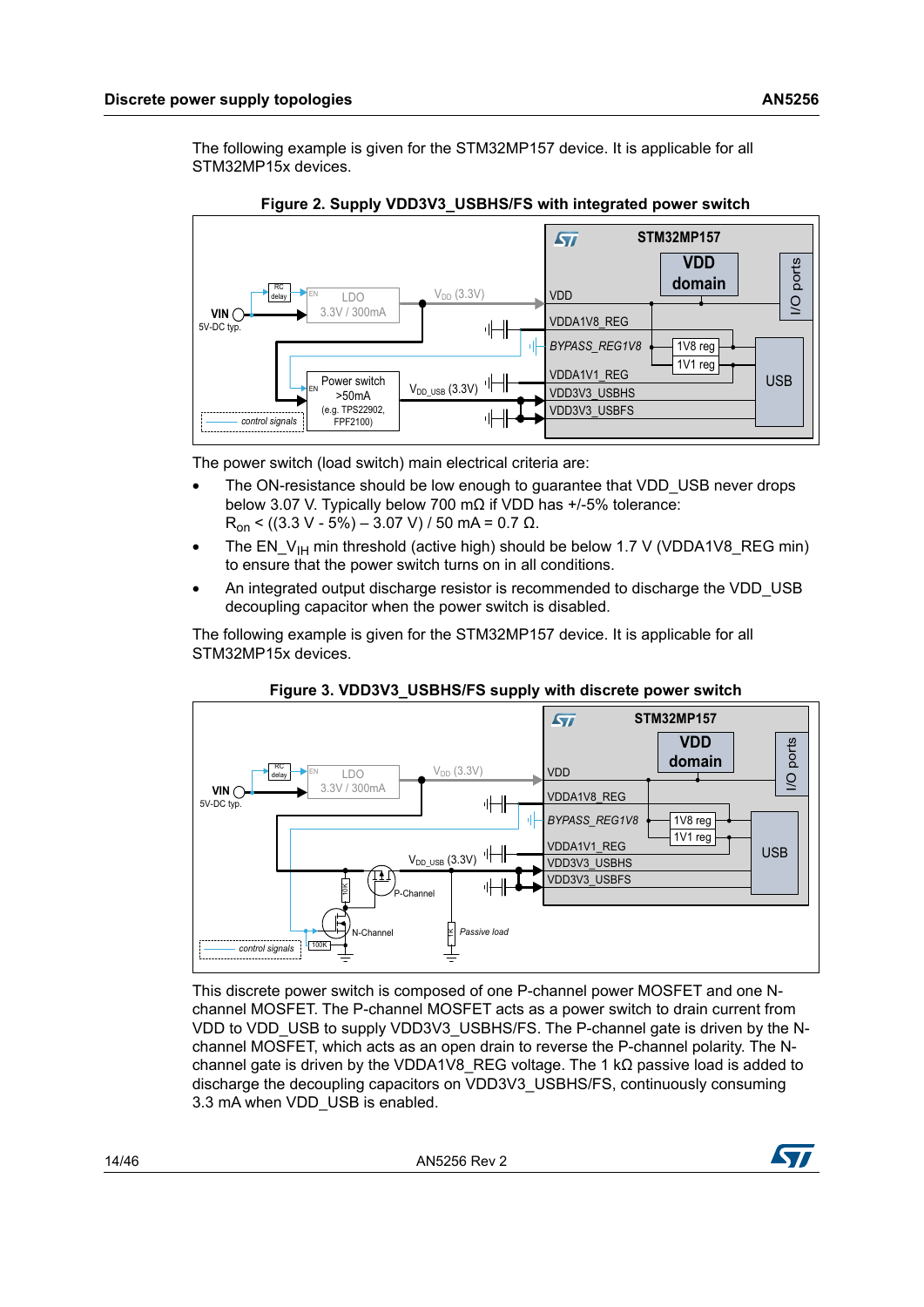The following example is given for the STM32MP157 device. It is applicable for all STM32MP15x devices.

**Figure 2. Supply VDD3V3_USBHS/FS with integrated power switch**

The power switch (load switch) main electrical criteria are:

- The ON-resistance should be low enough to guarantee that VDD_USB never drops below 3.07 V. Typically below 700 mΩ if VDD has +/-5% tolerance:
  $R_{on}$ < ((3.3 V - 5%) – 3.07 V) / 50 mA = 0.7 Ω.
- The EN_$V_{IH}$ min threshold (active high) should be below 1.7 V (VDDA1V8_REG min) to ensure that the power switch turns on in all conditions.
- An integrated output discharge resistor is recommended to discharge the VDD_USB decoupling capacitor when the power switch is disabled.

The following example is given for the STM32MP157 device. It is applicable for all STM32MP15x devices.

**Figure 3. VDD3V3_USBHS/FS supply with discrete power switch**

This discrete power switch is composed of one P-channel power MOSFET and one N-channel MOSFET. The P-channel MOSFET acts as a power switch to drain current from VDD to VDD_USB to supply VDD3V3_USBHS/FS. The P-channel gate is driven by the N-channel MOSFET, which acts as an open drain to reverse the P-channel polarity. The N-channel gate is driven by the VDDA1V8_REG voltage. The 1 kΩ passive load is added to discharge the decoupling capacitors on VDD3V3_USBHS/FS, continuously consuming 3.3 mA when VDD_USB is enabled.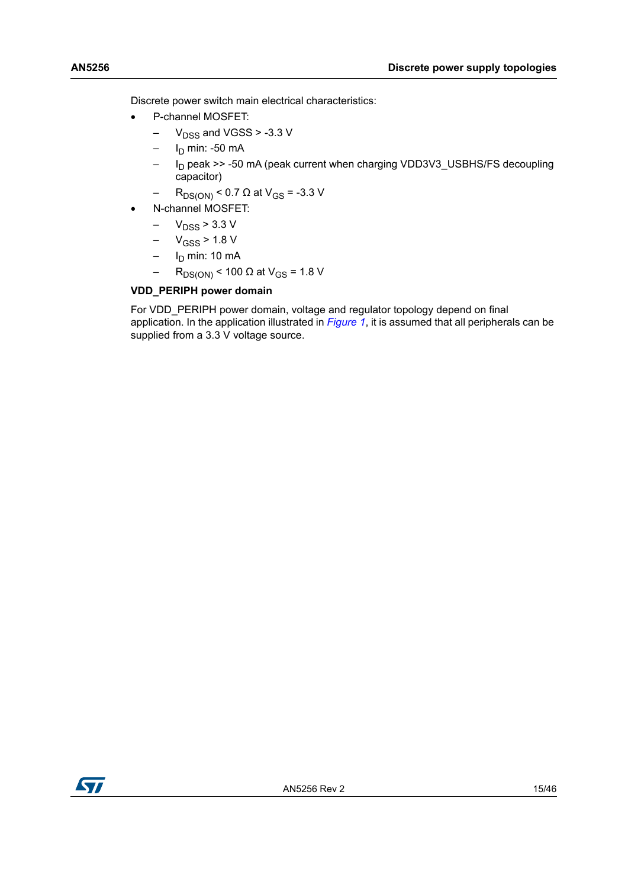Discrete power switch main electrical characteristics:

- P-channel MOSFET:
  - $V_{DSS}$ and VGSS > -3.3 V
  - $I_D$ min: -50 mA
  - $I_D$ peak >> -50 mA (peak current when charging VDD3V3_USBHS/FS decoupling capacitor)
  - $R_{DS(ON)}$ < 0.7 Ω at $V_{GS}$ = -3.3 V
- N-channel MOSFET:
  - $V_{DSS}$ > 3.3 V
  - $V_{GSS}$ > 1.8 V
  - $I_D$ min: 10 mA
  - $R_{DS(ON)}$ < 100 Ω at $V_{GS}$ = 1.8 V

**VDD_PERIPH power domain**

For VDD_PERIPH power domain, voltage and regulator topology depend on final application. In the application illustrated in *Figure 1*, it is assumed that all peripherals can be supplied from a 3.3 V voltage source.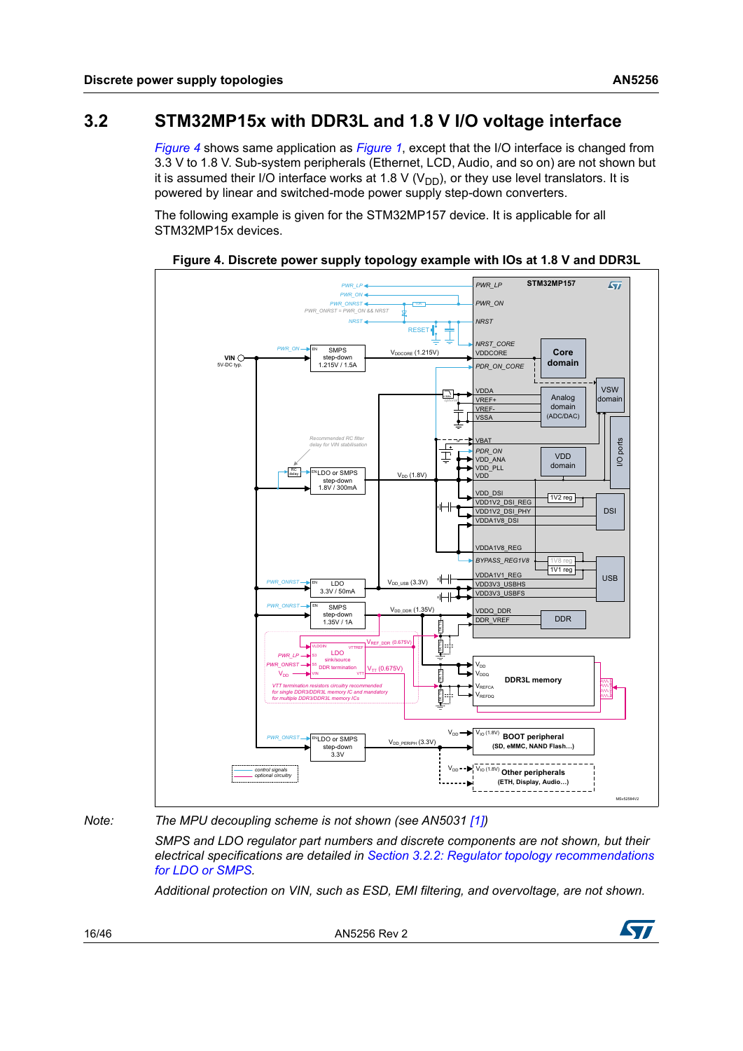## 3.2 STM32MP15x with DDR3L and 1.8 V I/O voltage interface

*Figure 4* shows same application as *Figure 1*, except that the I/O interface is changed from 3.3 V to 1.8 V. Sub-system peripherals (Ethernet, LCD, Audio, and so on) are not shown but it is assumed their I/O interface works at 1.8 V ($V_{DD}$), or they use level translators. It is powered by linear and switched-mode power supply step-down converters.

The following example is given for the STM32MP157 device. It is applicable for all STM32MP15x devices.

**Figure 4. Discrete power supply topology example with IOs at 1.8 V and DDR3L**

*Note: The MPU decoupling scheme is not shown (see AN5031 [1])*

*SMPS and LDO regulator part numbers and discrete components are not shown, but their electrical specifications are detailed in Section 3.2.2: Regulator topology recommendations for LDO or SMPS.*

*Additional protection on VIN, such as ESD, EMI filtering, and overvoltage, are not shown.*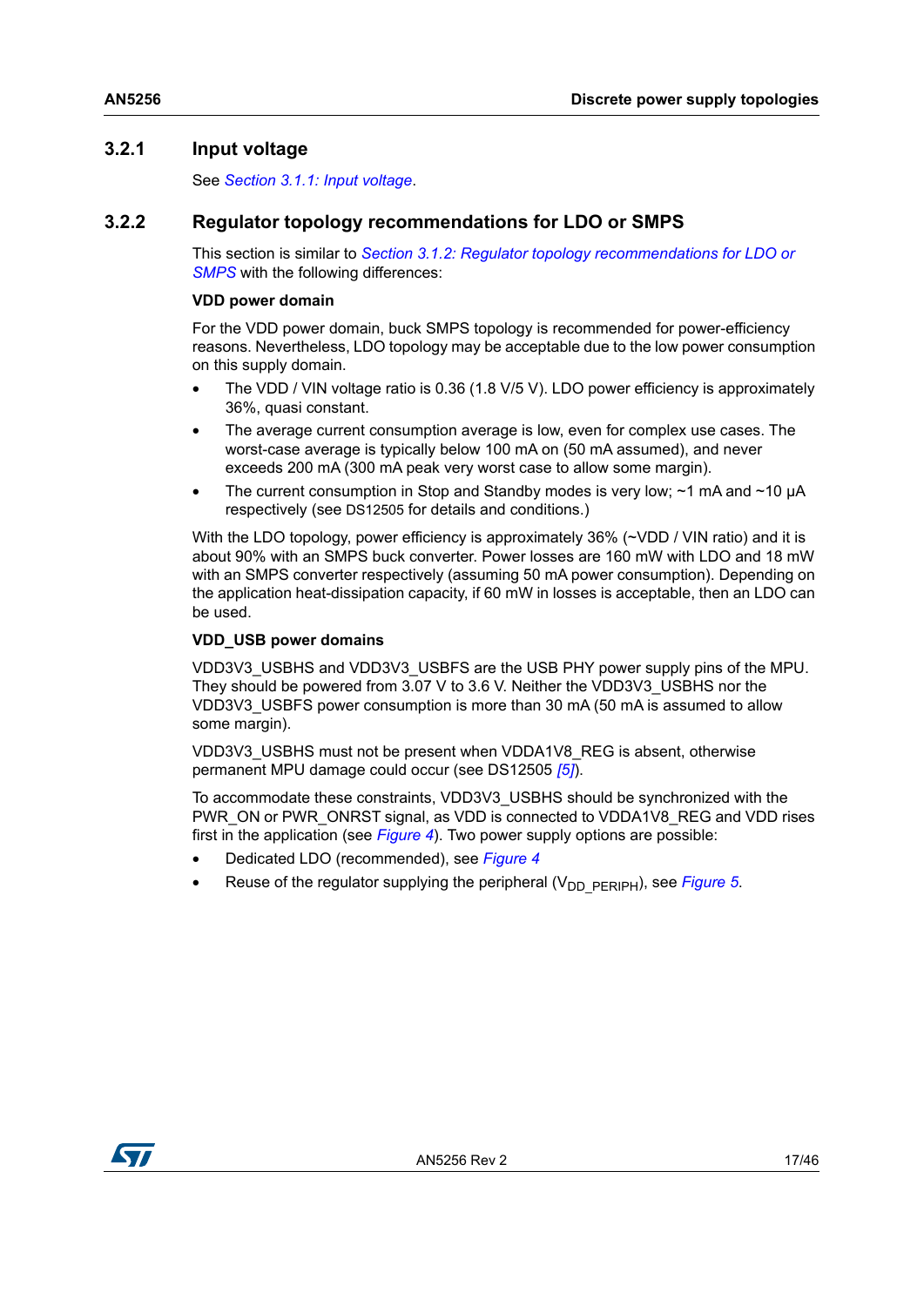### 3.2.1 Input voltage

See *Section 3.1.1: Input voltage*.

### 3.2.2 Regulator topology recommendations for LDO or SMPS

This section is similar to *Section 3.1.2: Regulator topology recommendations for LDO or SMPS* with the following differences:

**VDD power domain**

For the VDD power domain, buck SMPS topology is recommended for power-efficiency reasons. Nevertheless, LDO topology may be acceptable due to the low power consumption on this supply domain.

- The VDD / VIN voltage ratio is 0.36 (1.8 V/5 V). LDO power efficiency is approximately 36%, quasi constant.
- The average current consumption average is low, even for complex use cases. The worst-case average is typically below 100 mA on (50 mA assumed), and never exceeds 200 mA (300 mA peak very worst case to allow some margin).
- The current consumption in Stop and Standby modes is very low; ~1 mA and ~10 µA respectively (see DS12505 for details and conditions.)

With the LDO topology, power efficiency is approximately 36% (~VDD / VIN ratio) and it is about 90% with an SMPS buck converter. Power losses are 160 mW with LDO and 18 mW with an SMPS converter respectively (assuming 50 mA power consumption). Depending on the application heat-dissipation capacity, if 60 mW in losses is acceptable, then an LDO can be used.

**VDD_USB power domains**

VDD3V3_USBHS and VDD3V3_USBFS are the USB PHY power supply pins of the MPU. They should be powered from 3.07 V to 3.6 V. Neither the VDD3V3_USBHS nor the VDD3V3_USBFS power consumption is more than 30 mA (50 mA is assumed to allow some margin).

VDD3V3_USBHS must not be present when VDDA1V8_REG is absent, otherwise permanent MPU damage could occur (see DS12505 *[5]*).

To accommodate these constraints, VDD3V3_USBHS should be synchronized with the PWR_ON or PWR_ONRST signal, as VDD is connected to VDDA1V8_REG and VDD rises first in the application (see *Figure 4*). Two power supply options are possible:

- Dedicated LDO (recommended), see *Figure 4*
- Reuse of the regulator supplying the peripheral ($V_{DD\_PERIPH}$), see *Figure 5*.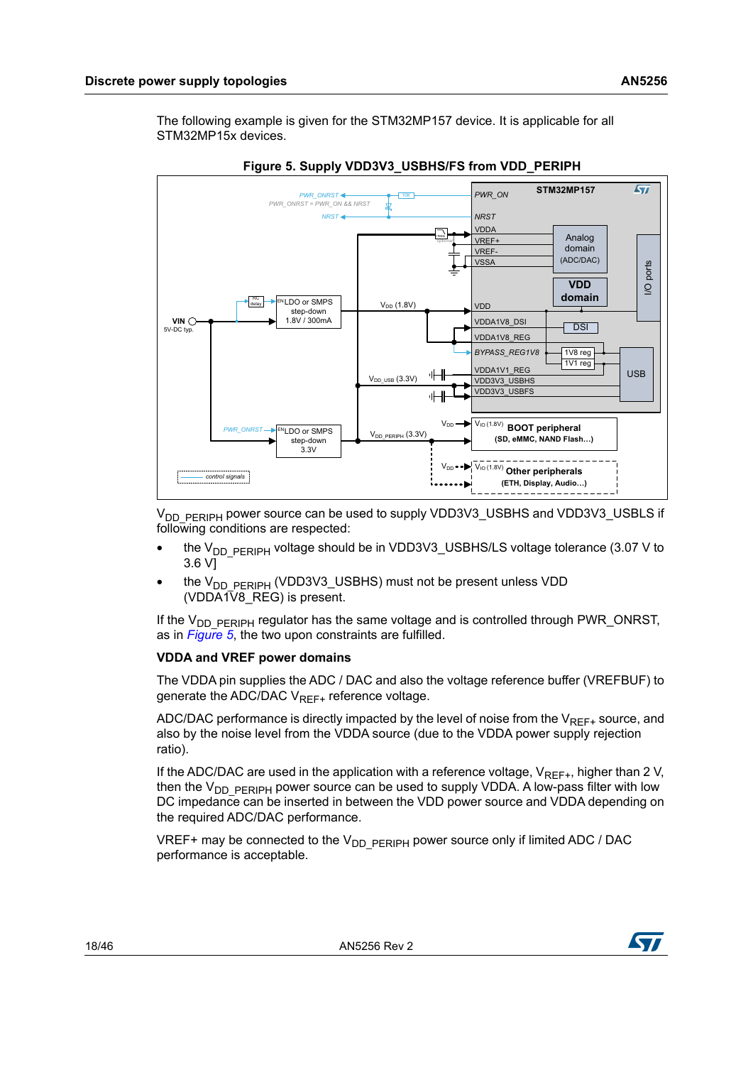The following example is given for the STM32MP157 device. It is applicable for all STM32MP15x devices.

**Figure 5. Supply VDD3V3_USBHS/FS from VDD_PERIPH**

$V_{DD\_PERIPH}$ power source can be used to supply VDD3V3_USBHS and VDD3V3_USBLS if following conditions are respected:

- the $V_{DD\_PERIPH}$ voltage should be in VDD3V3_USBHS/LS voltage tolerance (3.07 V to 3.6 V]
- the $V_{DD\_PERIPH}$ (VDD3V3_USBHS) must not be present unless VDD (VDDA1V8_REG) is present.

If the $V_{DD\_PERIPH}$ regulator has the same voltage and is controlled through PWR_ONRST, as in *Figure 5*, the two upon constraints are fulfilled.

### VDDA and VREF power domains

The VDDA pin supplies the ADC / DAC and also the voltage reference buffer (VREFBUF) to generate the ADC/DAC $V_{REF+}$ reference voltage.

ADC/DAC performance is directly impacted by the level of noise from the $V_{REF+}$ source, and also by the noise level from the VDDA source (due to the VDDA power supply rejection ratio).

If the ADC/DAC are used in the application with a reference voltage, $V_{REF+}$, higher than 2 V, then the $V_{DD\_PERIPH}$ power source can be used to supply VDDA. A low-pass filter with low DC impedance can be inserted in between the VDD power source and VDDA depending on the required ADC/DAC performance.

VREF+ may be connected to the $V_{DD\_PERIPH}$ power source only if limited ADC / DAC performance is acceptable.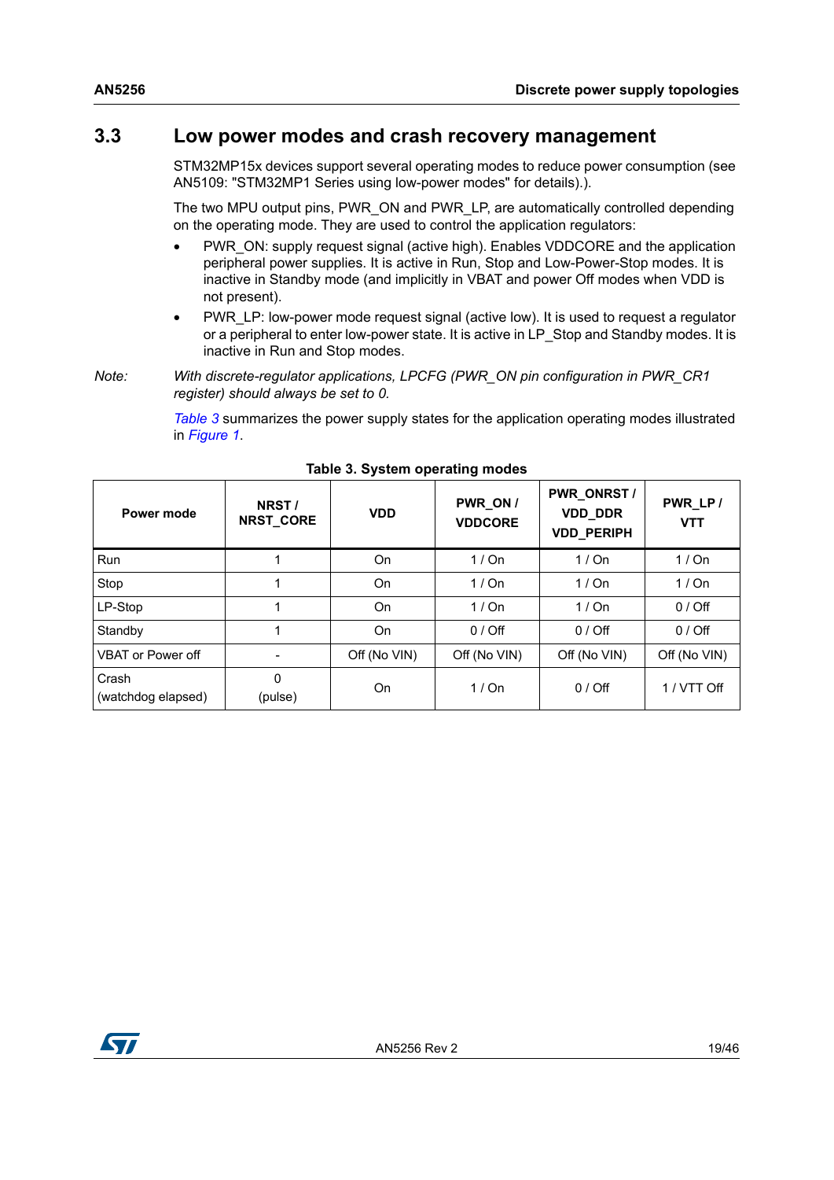## 3.3 Low power modes and crash recovery management

STM32MP15x devices support several operating modes to reduce power consumption (see AN5109: "STM32MP1 Series using low-power modes" for details).).

The two MPU output pins, PWR_ON and PWR_LP, are automatically controlled depending on the operating mode. They are used to control the application regulators:

- PWR_ON: supply request signal (active high). Enables VDDCORE and the application peripheral power supplies. It is active in Run, Stop and Low-Power-Stop modes. It is inactive in Standby mode (and implicitly in VBAT and power Off modes when VDD is not present).
- PWR_LP: low-power mode request signal (active low). It is used to request a regulator or a peripheral to enter low-power state. It is active in LP_Stop and Standby modes. It is inactive in Run and Stop modes.

*Note: With discrete-regulator applications, LPCFG (PWR_ON pin configuration in PWR_CR1 register) should always be set to 0.*

*Table 3* summarizes the power supply states for the application operating modes illustrated in *Figure 1*.

**Table 3. System operating modes**

| Power mode | NRST / NRST_CORE | VDD | PWR_ON / VDDCORE | PWR_ONRST / VDD_DDR VDD_PERIPH | PWR_LP / VTT |
|---|---|---|---|---|---|
| Run | 1 | On | 1 / On | 1 / On | 1 / On |
| Stop | 1 | On | 1 / On | 1 / On | 1 / On |
| LP-Stop | 1 | On | 1 / On | 1 / On | 0 / Off |
| Standby | 1 | On | 0 / Off | 0 / Off | 0 / Off |
| VBAT or Power off | - | Off (No VIN) | Off (No VIN) | Off (No VIN) | Off (No VIN) |
| Crash (watchdog elapsed) | 0 (pulse) | On | 1 / On | 0 / Off | 1 / VTT Off |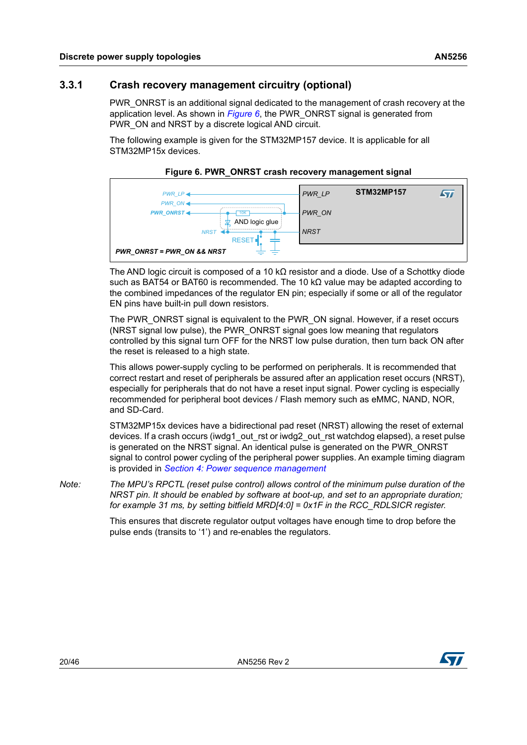### 3.3.1 Crash recovery management circuitry (optional)

PWR_ONRST is an additional signal dedicated to the management of crash recovery at the application level. As shown in *Figure 6*, the PWR_ONRST signal is generated from PWR_ON and NRST by a discrete logical AND circuit.

The following example is given for the STM32MP157 device. It is applicable for all STM32MP15x devices.

**Figure 6. PWR_ONRST crash recovery management signal**

PWR_LP, PWR_ON, PWR_ONRST, NRST, 10K, AND logic glue, RESET, STM32MP157, PWR_LP, PWR_ON, NRST

*PWR_ONRST = PWR_ON && NRST*

The AND logic circuit is composed of a 10 kΩ resistor and a diode. Use of a Schottky diode such as BAT54 or BAT60 is recommended. The 10 kΩ value may be adapted according to the combined impedances of the regulator EN pin; especially if some or all of the regulator EN pins have built-in pull down resistors.

The PWR_ONRST signal is equivalent to the PWR_ON signal. However, if a reset occurs (NRST signal low pulse), the PWR_ONRST signal goes low meaning that regulators controlled by this signal turn OFF for the NRST low pulse duration, then turn back ON after the reset is released to a high state.

This allows power-supply cycling to be performed on peripherals. It is recommended that correct restart and reset of peripherals be assured after an application reset occurs (NRST), especially for peripherals that do not have a reset input signal. Power cycling is especially recommended for peripheral boot devices / Flash memory such as eMMC, NAND, NOR, and SD-Card.

STM32MP15x devices have a bidirectional pad reset (NRST) allowing the reset of external devices. If a crash occurs (iwdg1_out_rst or iwdg2_out_rst watchdog elapsed), a reset pulse is generated on the NRST signal. An identical pulse is generated on the PWR_ONRST signal to control power cycling of the peripheral power supplies. An example timing diagram is provided in *Section 4: Power sequence management*

*Note: The MPU's RPCTL (reset pulse control) allows control of the minimum pulse duration of the NRST pin. It should be enabled by software at boot-up, and set to an appropriate duration; for example 31 ms, by setting bitfield MRD[4:0] = 0x1F in the RCC_RDLSICR register.*

This ensures that discrete regulator output voltages have enough time to drop before the pulse ends (transits to '1') and re-enables the regulators.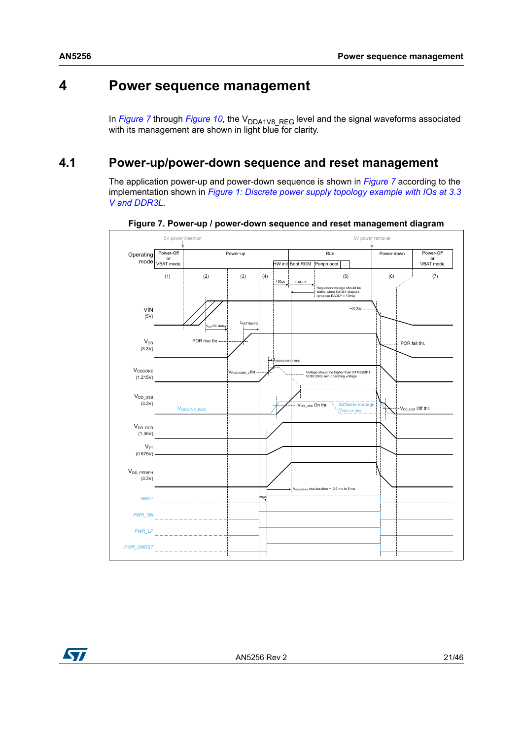# 4 Power sequence management

In *Figure 7* through *Figure 10*, the $V_{DDA1V8\_REG}$ level and the signal waveforms associated with its management are shown in light blue for clarity.

## 4.1 Power-up/power-down sequence and reset management

The application power-up and power-down sequence is shown in *Figure 7* according to the implementation shown in *Figure 1: Discrete power supply topology example with IOs at 3.3 V and DDR3L*.

**Figure 7. Power-up / power-down sequence and reset management diagram**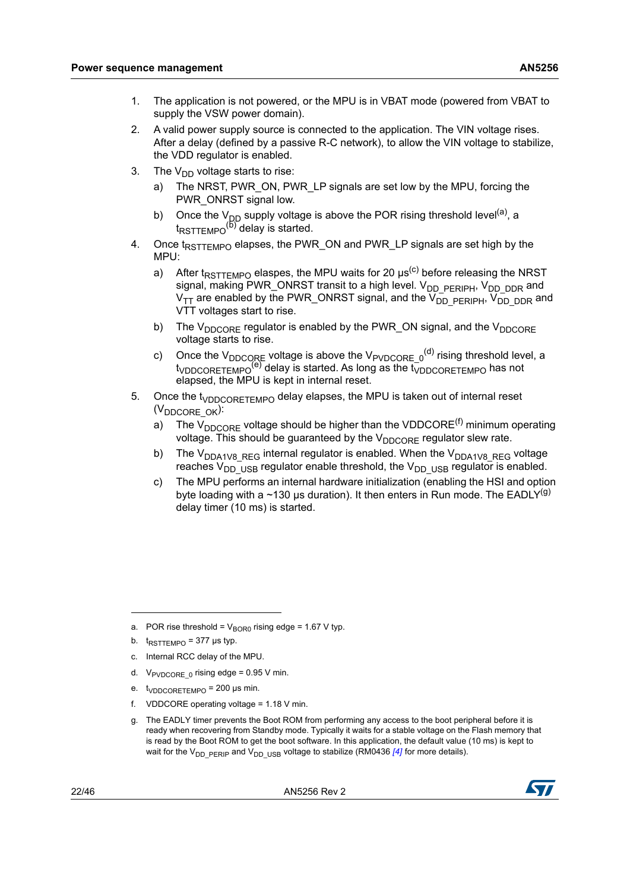1. The application is not powered, or the MPU is in VBAT mode (powered from VBAT to supply the VSW power domain).
2. A valid power supply source is connected to the application. The VIN voltage rises. After a delay (defined by a passive R-C network), to allow the VIN voltage to stabilize, the VDD regulator is enabled.
3. The $V_{DD}$ voltage starts to rise:
   a) The NRST, PWR_ON, PWR_LP signals are set low by the MPU, forcing the PWR_ONRST signal low.
   b) Once the $V_{DD}$ supply voltage is above the POR rising threshold level[a], a $t_{RSTTEMPO}$[b] delay is started.
4. Once $t_{RSTTEMPO}$ elapses, the PWR_ON and PWR_LP signals are set high by the MPU:
   a) After $t_{RSTTEMPO}$ elapses, the MPU waits for 20 µs[c] before releasing the NRST signal, making PWR_ONRST transit to a high level. $V_{DD\_PERIPH}$, $V_{DD\_DDR}$ and $V_{TT}$ are enabled by the PWR_ONRST signal, and the $V_{DD\_PERIPH}$, $V_{DD\_DDR}$ and VTT voltages start to rise.
   b) The $V_{DDCORE}$ regulator is enabled by the PWR_ON signal, and the $V_{DDCORE}$ voltage starts to rise.
   c) Once the $V_{DDCORE}$ voltage is above the $V_{PVDCORE\_0}$[d] rising threshold level, a $t_{VDDCORETEMPO}$[e] delay is started. As long as the $t_{VDDCORETEMPO}$ has not elapsed, the MPU is kept in internal reset.
5. Once the $t_{VDDCORETEMPO}$ delay elapses, the MPU is taken out of internal reset ($V_{DDCORE\_OK}$):
   a) The $V_{DDCORE}$ voltage should be higher than the VDDCORE[f] minimum operating voltage. This should be guaranteed by the $V_{DDCORE}$ regulator slew rate.
   b) The $V_{DDA1V8\_REG}$ internal regulator is enabled. When the $V_{DDA1V8\_REG}$ voltage reaches $V_{DD\_USB}$ regulator enable threshold, the $V_{DD\_USB}$ regulator is enabled.
   c) The MPU performs an internal hardware initialization (enabling the HSI and option byte loading with a ~130 µs duration). It then enters in Run mode. The EADLY[g] delay timer (10 ms) is started.

---

a. POR rise threshold = $V_{BOR0}$ rising edge = 1.67 V typ.

b. $t_{RSTTEMPO}$ = 377 µs typ.

c. Internal RCC delay of the MPU.

d. $V_{PVDCORE\_0}$ rising edge = 0.95 V min.

e. $t_{VDDCORETEMPO}$ = 200 µs min.

f. VDDCORE operating voltage = 1.18 V min.

g. The EADLY timer prevents the Boot ROM from performing any access to the boot peripheral before it is ready when recovering from Standby mode. Typically it waits for a stable voltage on the Flash memory that is read by the Boot ROM to get the boot software. In this application, the default value (10 ms) is kept to wait for the $V_{DD\_PERIP}$ and $V_{DD\_USB}$ voltage to stabilize (RM0436 [4] for more details).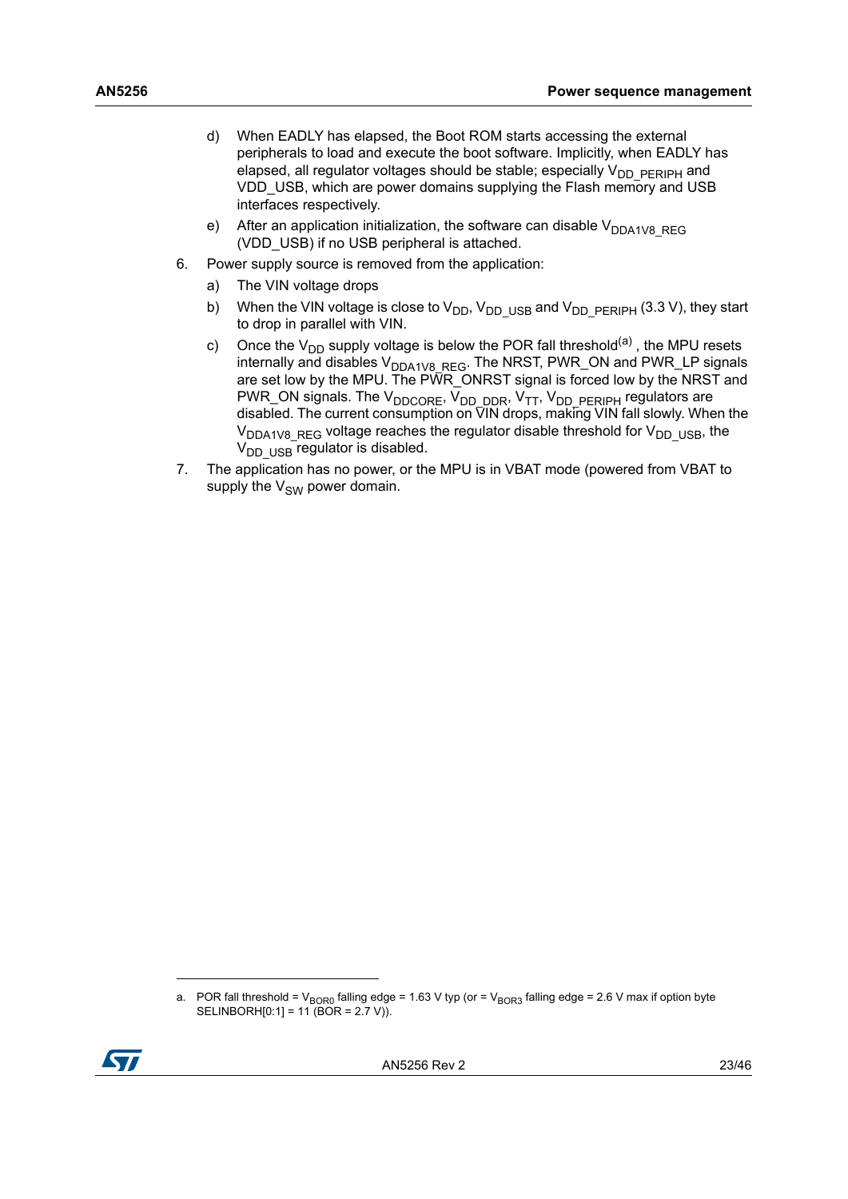d) When EADLY has elapsed, the Boot ROM starts accessing the external peripherals to load and execute the boot software. Implicitly, when EADLY has elapsed, all regulator voltages should be stable; especially $V_{DD\_PERIPH}$ and VDD_USB, which are power domains supplying the Flash memory and USB interfaces respectively.
   e) After an application initialization, the software can disable $V_{DDA1V8\_REG}$ (VDD_USB) if no USB peripheral is attached.
6. Power supply source is removed from the application:
   a) The VIN voltage drops
   b) When the VIN voltage is close to $V_{DD}$, $V_{DD\_USB}$ and $V_{DD\_PERIPH}$ (3.3 V), they start to drop in parallel with VIN.
   c) Once the $V_{DD}$ supply voltage is below the POR fall threshold[a] , the MPU resets internally and disables $V_{DDA1V8\_REG}$. The NRST, PWR_ON and PWR_LP signals are set low by the MPU. The PWR_ONRST signal is forced low by the NRST and PWR_ON signals. The $V_{DDCORE}$, $V_{DD\_DDR}$, $V_{TT}$, $V_{DD\_PERIPH}$ regulators are disabled. The current consumption on VIN drops, making VIN fall slowly. When the $V_{DDA1V8\_REG}$ voltage reaches the regulator disable threshold for $V_{DD\_USB}$, the $V_{DD\_USB}$ regulator is disabled.
7. The application has no power, or the MPU is in VBAT mode (powered from VBAT to supply the $V_{SW}$ power domain.

---

a. POR fall threshold = $V_{BOR0}$ falling edge = 1.63 V typ (or = $V_{BOR3}$ falling edge = 2.6 V max if option byte SELINBORH[0:1] = 11 (BOR = 2.7 V)).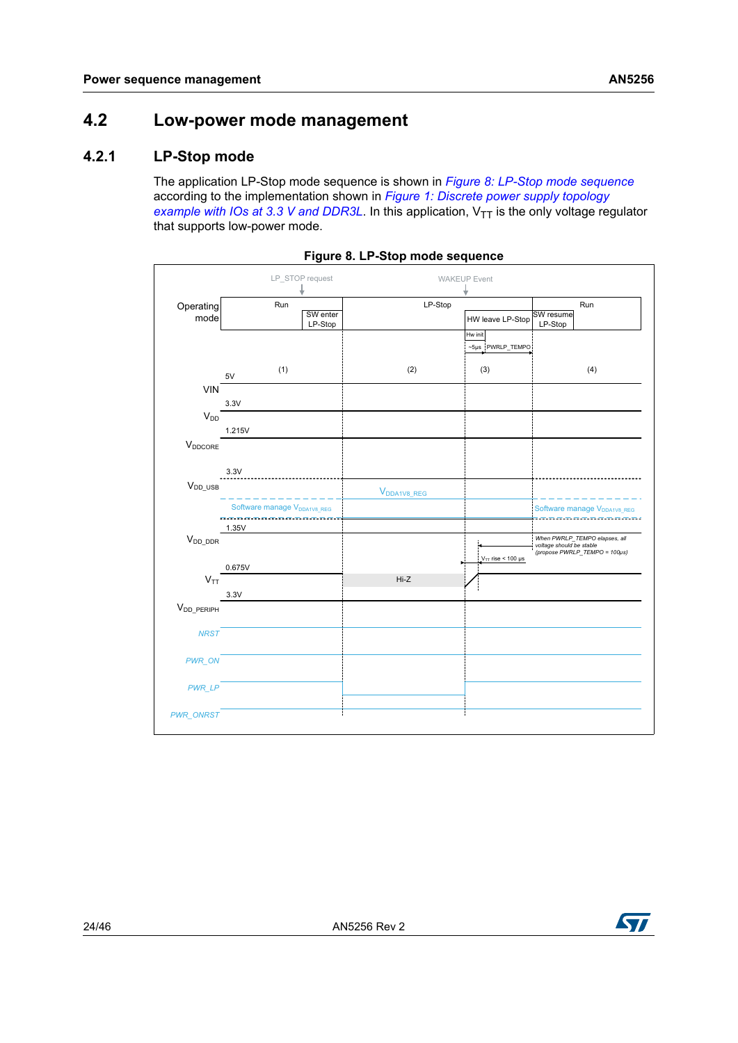## 4.2 Low-power mode management

### 4.2.1 LP-Stop mode

The application LP-Stop mode sequence is shown in *Figure 8: LP-Stop mode sequence* according to the implementation shown in *Figure 1: Discrete power supply topology example with IOs at 3.3 V and DDR3L*. In this application, $V_{TT}$ is the only voltage regulator that supports low-power mode.

**Figure 8. LP-Stop mode sequence**

LP_STOP request | WAKEUP Event

Operating mode: Run (SW enter LP-Stop) | LP-Stop (HW leave LP-Stop; Hw init; ~5µs; PWRLP_TEMPO) | Run (SW resume LP-Stop)

(1) | (2) | (3) | (4)

VIN: 5V

$V_{DD}$: 3.3V

$V_{DDCORE}$: 1.215V

$V_{DD\_USB}$: 3.3V; Software manage $V_{DDA1V8\_REG}$; $V_{DDA1V8\_REG}$; Software manage $V_{DDA1V8\_REG}$

$V_{DD\_DDR}$: 1.35V; When PWRLP_TEMPO elapses, all voltage should be stable (propose PWRLP_TEMPO ≈ 100µs); $V_{TT}$ rise < 100 µs

$V_{TT}$: 0.675V; Hi-Z

$V_{DD\_PERIPH}$: 3.3V

NRST

PWR_ON

PWR_LP

PWR_ONRST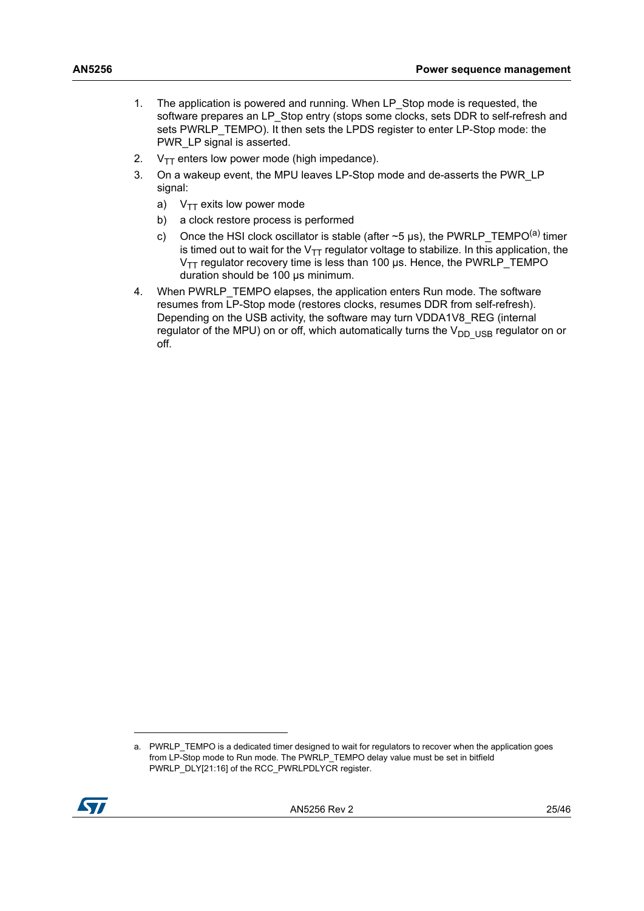1. The application is powered and running. When LP_Stop mode is requested, the software prepares an LP_Stop entry (stops some clocks, sets DDR to self-refresh and sets PWRLP_TEMPO). It then sets the LPDS register to enter LP-Stop mode: the PWR_LP signal is asserted.
2. $V_{TT}$ enters low power mode (high impedance).
3. On a wakeup event, the MPU leaves LP-Stop mode and de-asserts the PWR_LP signal:
   a) $V_{TT}$ exits low power mode
   b) a clock restore process is performed
   c) Once the HSI clock oscillator is stable (after ~5 µs), the PWRLP_TEMPO[a] timer is timed out to wait for the $V_{TT}$ regulator voltage to stabilize. In this application, the $V_{TT}$ regulator recovery time is less than 100 µs. Hence, the PWRLP_TEMPO duration should be 100 µs minimum.
4. When PWRLP_TEMPO elapses, the application enters Run mode. The software resumes from LP-Stop mode (restores clocks, resumes DDR from self-refresh). Depending on the USB activity, the software may turn VDDA1V8_REG (internal regulator of the MPU) on or off, which automatically turns the $V_{DD\_USB}$ regulator on or off.

---

a. PWRLP_TEMPO is a dedicated timer designed to wait for regulators to recover when the application goes from LP-Stop mode to Run mode. The PWRLP_TEMPO delay value must be set in bitfield PWRLP_DLY[21:16] of the RCC_PWRLPDLYCR register.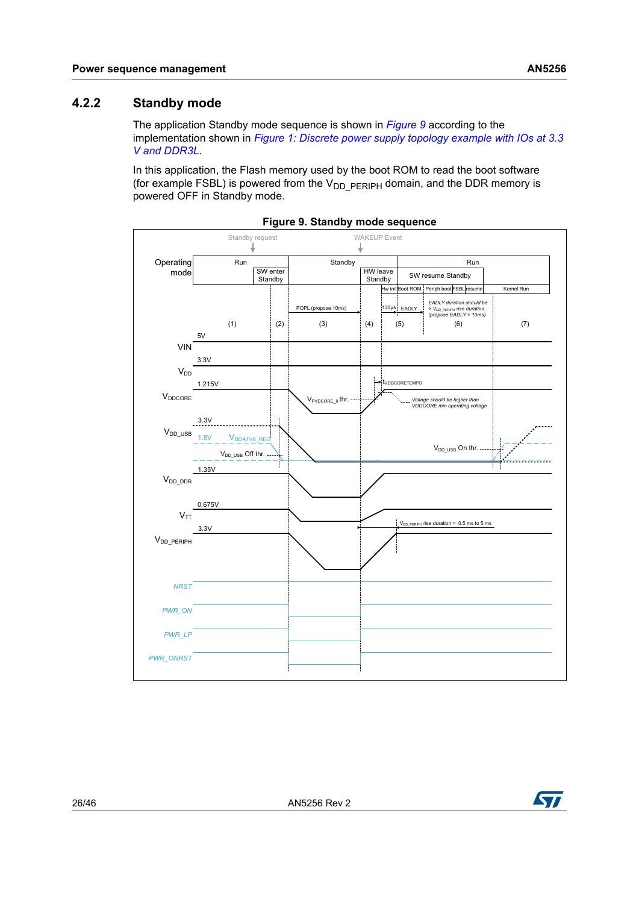### 4.2.2 Standby mode

The application Standby mode sequence is shown in *Figure 9* according to the implementation shown in *Figure 1: Discrete power supply topology example with IOs at 3.3 V and DDR3L*.

In this application, the Flash memory used by the boot ROM to read the boot software (for example FSBL) is powered from the $V_{DD\_PERIPH}$ domain, and the DDR memory is powered OFF in Standby mode.

**Figure 9. Standby mode sequence**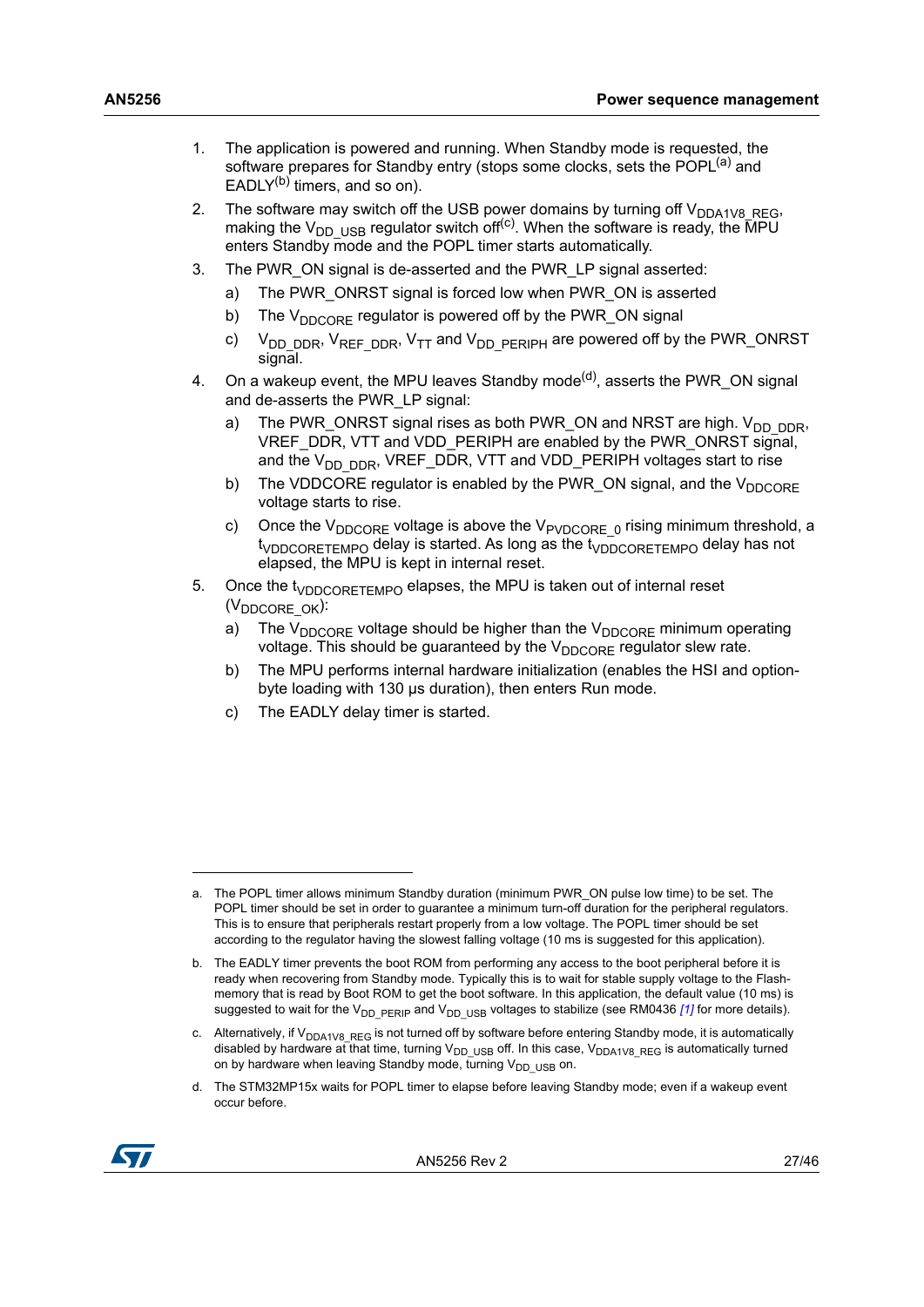1. The application is powered and running. When Standby mode is requested, the software prepares for Standby entry (stops some clocks, sets the POPL[a] and EADLY[b] timers, and so on).
2. The software may switch off the USB power domains by turning off $V_{DDA1V8\_REG}$, making the $V_{DD\_USB}$ regulator switch off[c]. When the software is ready, the MPU enters Standby mode and the POPL timer starts automatically.
3. The PWR_ON signal is de-asserted and the PWR_LP signal asserted:
   a) The PWR_ONRST signal is forced low when PWR_ON is asserted
   b) The $V_{DDCORE}$ regulator is powered off by the PWR_ON signal
   c) $V_{DD\_DDR}$, $V_{REF\_DDR}$, $V_{TT}$ and $V_{DD\_PERIPH}$ are powered off by the PWR_ONRST signal.
4. On a wakeup event, the MPU leaves Standby mode[d], asserts the PWR_ON signal and de-asserts the PWR_LP signal:
   a) The PWR_ONRST signal rises as both PWR_ON and NRST are high. $V_{DD\_DDR}$, VREF_DDR, VTT and VDD_PERIPH are enabled by the PWR_ONRST signal, and the $V_{DD\_DDR}$, VREF_DDR, VTT and VDD_PERIPH voltages start to rise
   b) The VDDCORE regulator is enabled by the PWR_ON signal, and the $V_{DDCORE}$ voltage starts to rise.
   c) Once the $V_{DDCORE}$ voltage is above the $V_{PVDCORE\_0}$ rising minimum threshold, a $t_{VDDCORETEMPO}$ delay is started. As long as the $t_{VDDCORETEMPO}$ delay has not elapsed, the MPU is kept in internal reset.
5. Once the $t_{VDDCORETEMPO}$ elapses, the MPU is taken out of internal reset ($V_{DDCORE\_OK}$):
   a) The $V_{DDCORE}$ voltage should be higher than the $V_{DDCORE}$ minimum operating voltage. This should be guaranteed by the $V_{DDCORE}$ regulator slew rate.
   b) The MPU performs internal hardware initialization (enables the HSI and option-byte loading with 130 µs duration), then enters Run mode.
   c) The EADLY delay timer is started.

---

a. The POPL timer allows minimum Standby duration (minimum PWR_ON pulse low time) to be set. The POPL timer should be set in order to guarantee a minimum turn-off duration for the peripheral regulators. This is to ensure that peripherals restart properly from a low voltage. The POPL timer should be set according to the regulator having the slowest falling voltage (10 ms is suggested for this application).

b. The EADLY timer prevents the boot ROM from performing any access to the boot peripheral before it is ready when recovering from Standby mode. Typically this is to wait for stable supply voltage to the Flash-memory that is read by Boot ROM to get the boot software. In this application, the default value (10 ms) is suggested to wait for the $V_{DD\_PERIP}$ and $V_{DD\_USB}$ voltages to stabilize (see RM0436 [1] for more details).

c. Alternatively, if $V_{DDA1V8\_REG}$ is not turned off by software before entering Standby mode, it is automatically disabled by hardware at that time, turning $V_{DD\_USB}$ off. In this case, $V_{DDA1V8\_REG}$ is automatically turned on by hardware when leaving Standby mode, turning $V_{DD\_USB}$ on.

d. The STM32MP15x waits for POPL timer to elapse before leaving Standby mode; even if a wakeup event occur before.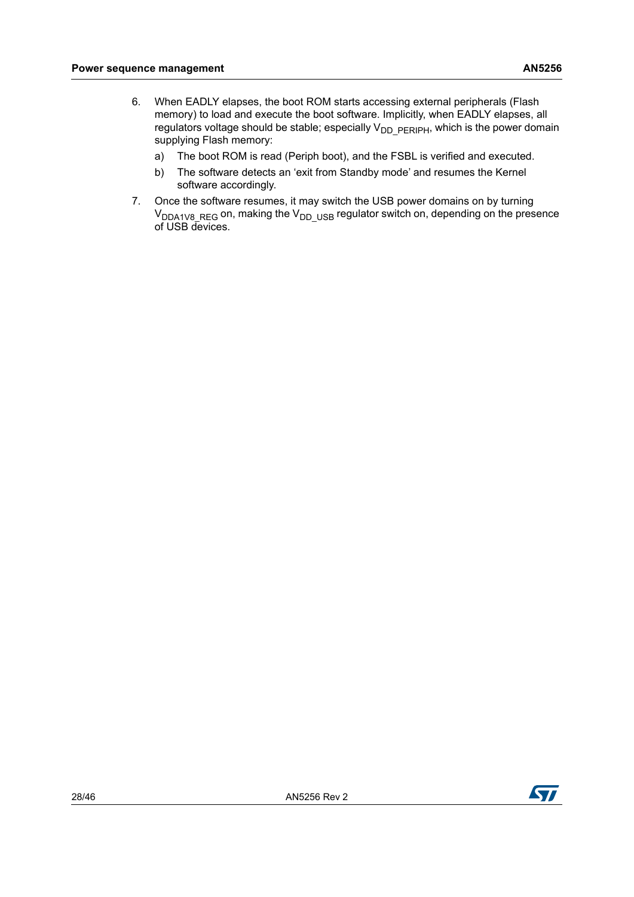6. When EADLY elapses, the boot ROM starts accessing external peripherals (Flash memory) to load and execute the boot software. Implicitly, when EADLY elapses, all regulators voltage should be stable; especially $V_{DD\_PERIPH}$, which is the power domain supplying Flash memory:
   a) The boot ROM is read (Periph boot), and the FSBL is verified and executed.
   b) The software detects an ‘exit from Standby mode’ and resumes the Kernel software accordingly.
7. Once the software resumes, it may switch the USB power domains on by turning $V_{DDA1V8\_REG}$ on, making the $V_{DD\_USB}$ regulator switch on, depending on the presence of USB devices.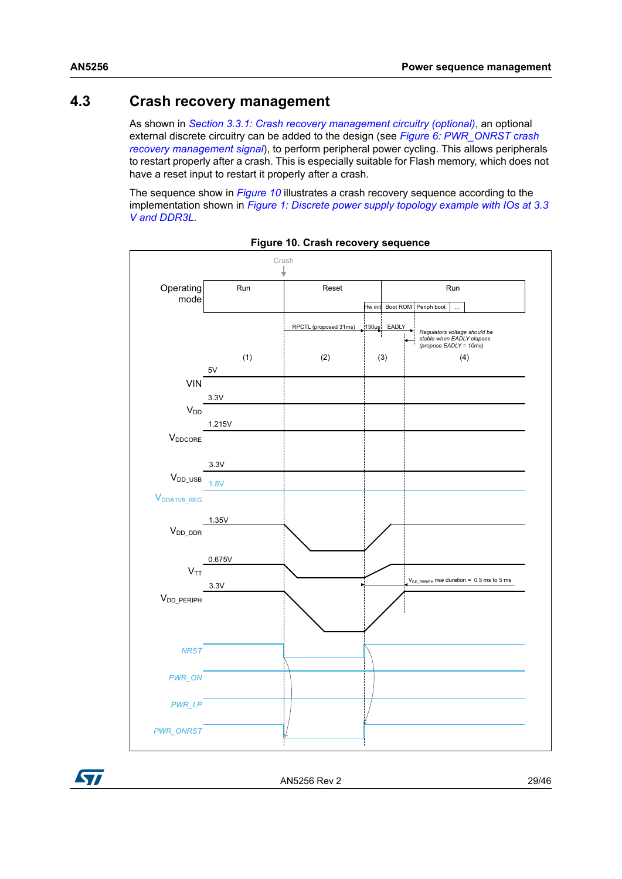## 4.3 Crash recovery management

As shown in *Section 3.3.1: Crash recovery management circuitry (optional)*, an optional external discrete circuitry can be added to the design (see *Figure 6: PWR_ONRST crash recovery management signal*), to perform peripheral power cycling. This allows peripherals to restart properly after a crash. This is especially suitable for Flash memory, which does not have a reset input to restart it properly after a crash.

The sequence show in *Figure 10* illustrates a crash recovery sequence according to the implementation shown in *Figure 1: Discrete power supply topology example with IOs at 3.3 V and DDR3L*.

**Figure 10. Crash recovery sequence**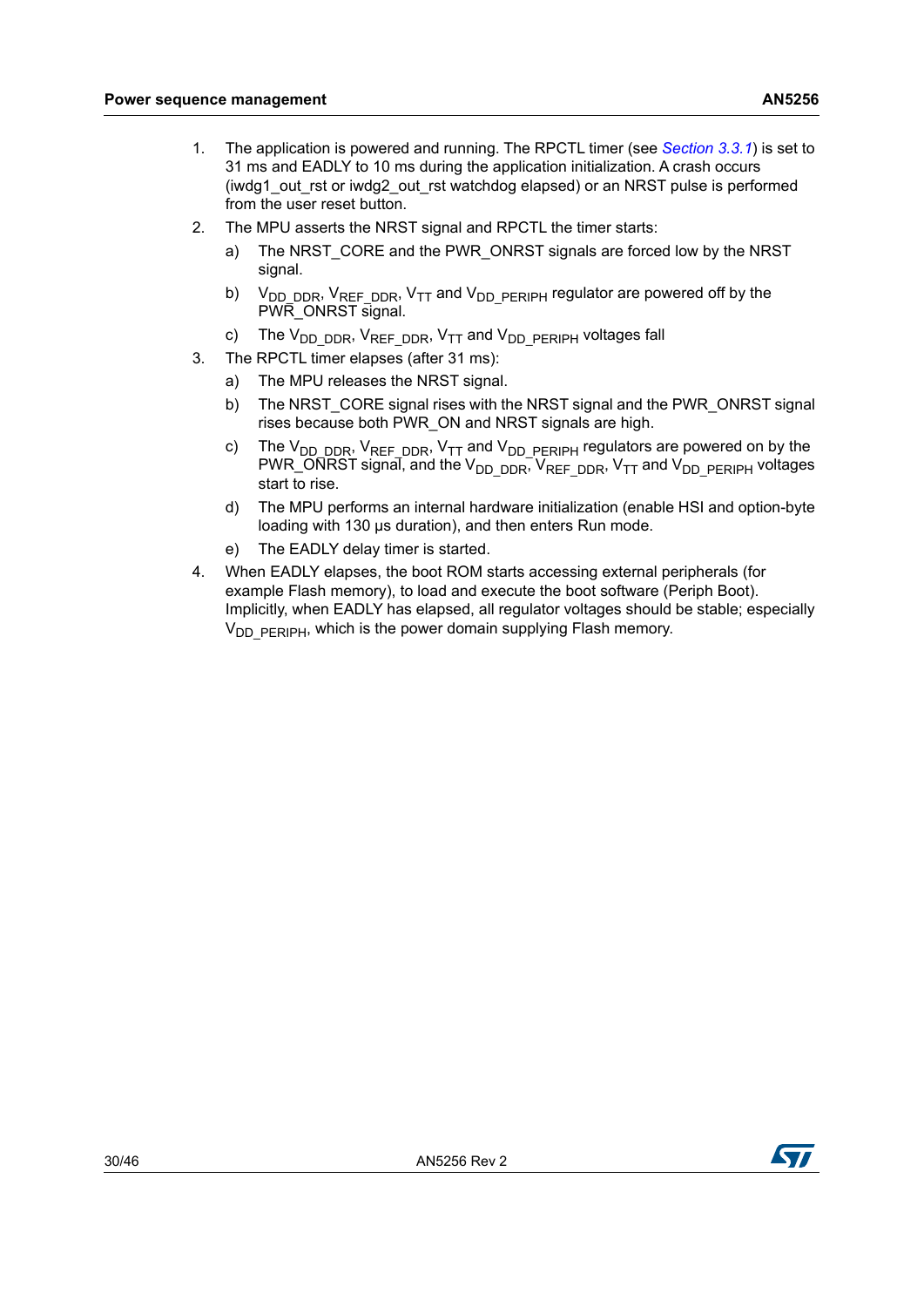1. The application is powered and running. The RPCTL timer (see *Section 3.3.1*) is set to 31 ms and EADLY to 10 ms during the application initialization. A crash occurs (iwdg1_out_rst or iwdg2_out_rst watchdog elapsed) or an NRST pulse is performed from the user reset button.
2. The MPU asserts the NRST signal and RPCTL the timer starts:
   a) The NRST_CORE and the PWR_ONRST signals are forced low by the NRST signal.
   b) $V_{DD\_DDR}$, $V_{REF\_DDR}$, $V_{TT}$ and $V_{DD\_PERIPH}$ regulator are powered off by the PWR_ONRST signal.
   c) The $V_{DD\_DDR}$, $V_{REF\_DDR}$, $V_{TT}$ and $V_{DD\_PERIPH}$ voltages fall
3. The RPCTL timer elapses (after 31 ms):
   a) The MPU releases the NRST signal.
   b) The NRST_CORE signal rises with the NRST signal and the PWR_ONRST signal rises because both PWR_ON and NRST signals are high.
   c) The $V_{DD\_DDR}$, $V_{REF\_DDR}$, $V_{TT}$ and $V_{DD\_PERIPH}$ regulators are powered on by the PWR_ONRST signal, and the $V_{DD\_DDR}$, $V_{REF\_DDR}$, $V_{TT}$ and $V_{DD\_PERIPH}$ voltages start to rise.
   d) The MPU performs an internal hardware initialization (enable HSI and option-byte loading with 130 µs duration), and then enters Run mode.
   e) The EADLY delay timer is started.
4. When EADLY elapses, the boot ROM starts accessing external peripherals (for example Flash memory), to load and execute the boot software (Periph Boot). Implicitly, when EADLY has elapsed, all regulator voltages should be stable; especially $V_{DD\_PERIPH}$, which is the power domain supplying Flash memory.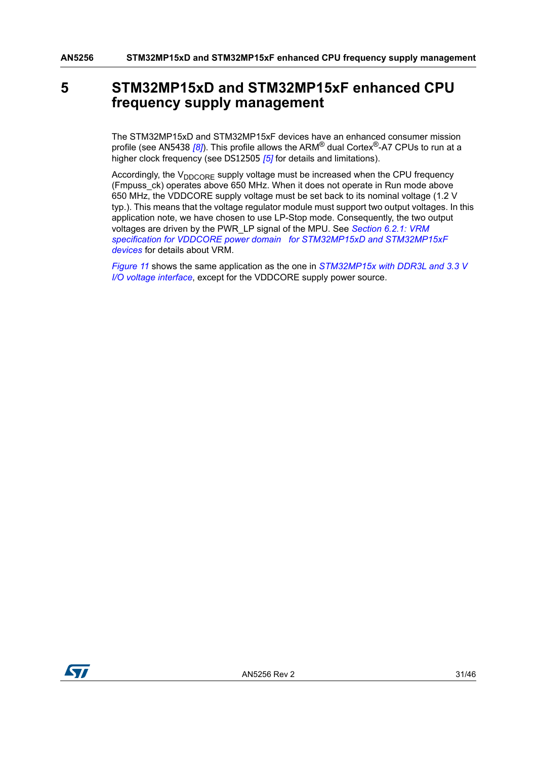# 5 STM32MP15xD and STM32MP15xF enhanced CPU frequency supply management

The STM32MP15xD and STM32MP15xF devices have an enhanced consumer mission profile (see AN5438 *[8]*). This profile allows the ARM® dual Cortex®-A7 CPUs to run at a higher clock frequency (see DS12505 *[5]* for details and limitations).

Accordingly, the $V_{DDCORE}$ supply voltage must be increased when the CPU frequency (Fmpuss_ck) operates above 650 MHz. When it does not operate in Run mode above 650 MHz, the VDDCORE supply voltage must be set back to its nominal voltage (1.2 V typ.). This means that the voltage regulator module must support two output voltages. In this application note, we have chosen to use LP-Stop mode. Consequently, the two output voltages are driven by the PWR_LP signal of the MPU. See *Section 6.2.1: VRM specification for VDDCORE power domain for STM32MP15xD and STM32MP15xF devices* for details about VRM.

*Figure 11* shows the same application as the one in *STM32MP15x with DDR3L and 3.3 V I/O voltage interface*, except for the VDDCORE supply power source.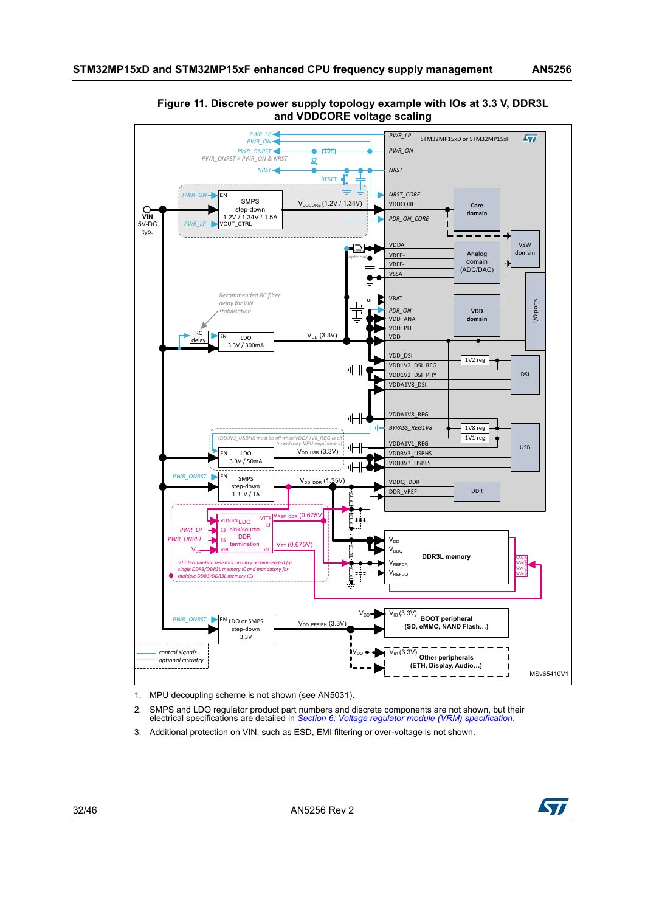**Figure 11. Discrete power supply topology example with IOs at 3.3 V, DDR3L and VDDCORE voltage scaling**

1. MPU decoupling scheme is not shown (see AN5031).
2. SMPS and LDO regulator product part numbers and discrete components are not shown, but their electrical specifications are detailed in *Section 6: Voltage regulator module (VRM) specification*.
3. Additional protection on VIN, such as ESD, EMI filtering or over-voltage is not shown.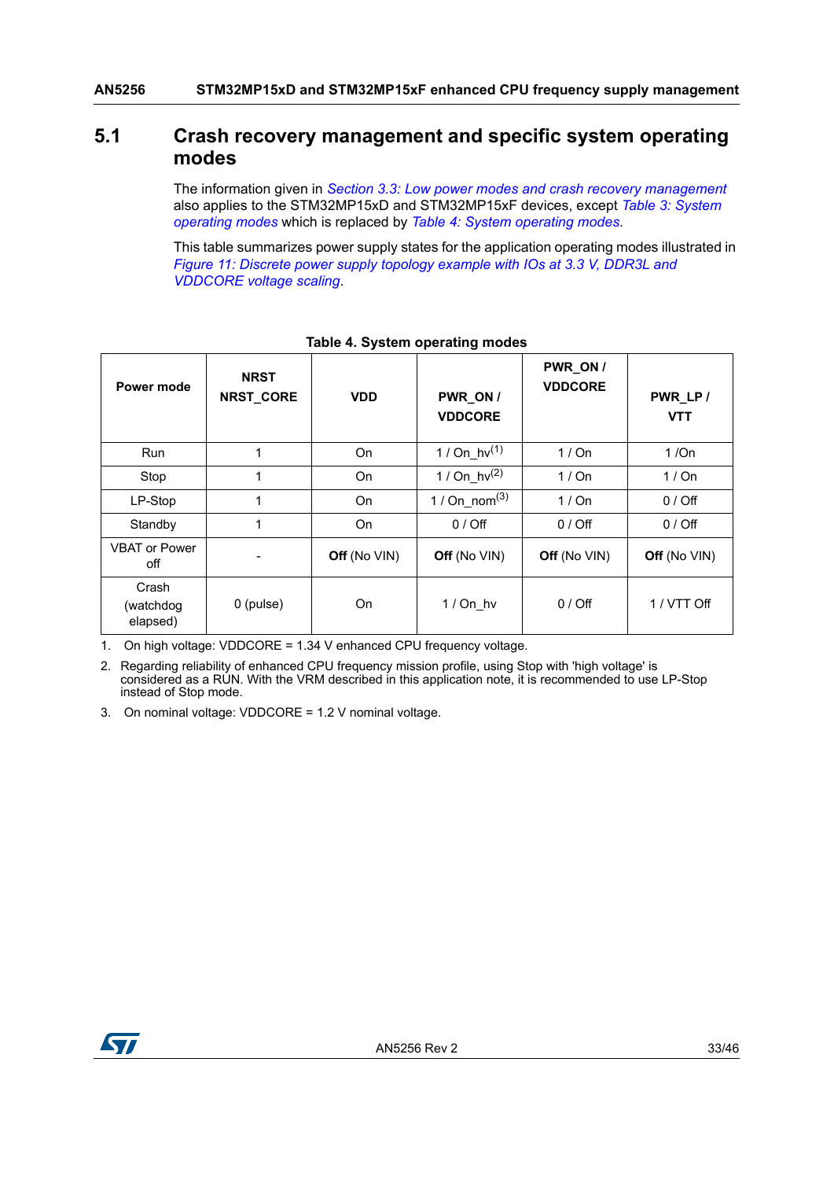## 5.1 Crash recovery management and specific system operating modes

The information given in *Section 3.3: Low power modes and crash recovery management* also applies to the STM32MP15xD and STM32MP15xF devices, except *Table 3: System operating modes* which is replaced by *Table 4: System operating modes*.

This table summarizes power supply states for the application operating modes illustrated in *Figure 11: Discrete power supply topology example with IOs at 3.3 V, DDR3L and VDDCORE voltage scaling*.

**Table 4. System operating modes**

| Power mode | NRST NRST_CORE | VDD | PWR_ON / VDDCORE | PWR_ON / VDDCORE | PWR_LP / VTT |
|---|---|---|---|---|---|
| Run | 1 | On | 1 / On_hv[(1)] | 1 / On | 1 /On |
| Stop | 1 | On | 1 / On_hv[(2)] | 1 / On | 1 / On |
| LP-Stop | 1 | On | 1 / On_nom[(3)] | 1 / On | 0 / Off |
| Standby | 1 | On | 0 / Off | 0 / Off | 0 / Off |
| VBAT or Power off | - | **Off** (No VIN) | **Off** (No VIN) | **Off** (No VIN) | **Off** (No VIN) |
| Crash (watchdog elapsed) | 0 (pulse) | On | 1 / On_hv | 0 / Off | 1 / VTT Off |

1. On high voltage: VDDCORE = 1.34 V enhanced CPU frequency voltage.
2. Regarding reliability of enhanced CPU frequency mission profile, using Stop with 'high voltage' is considered as a RUN. With the VRM described in this application note, it is recommended to use LP-Stop instead of Stop mode.
3. On nominal voltage: VDDCORE = 1.2 V nominal voltage.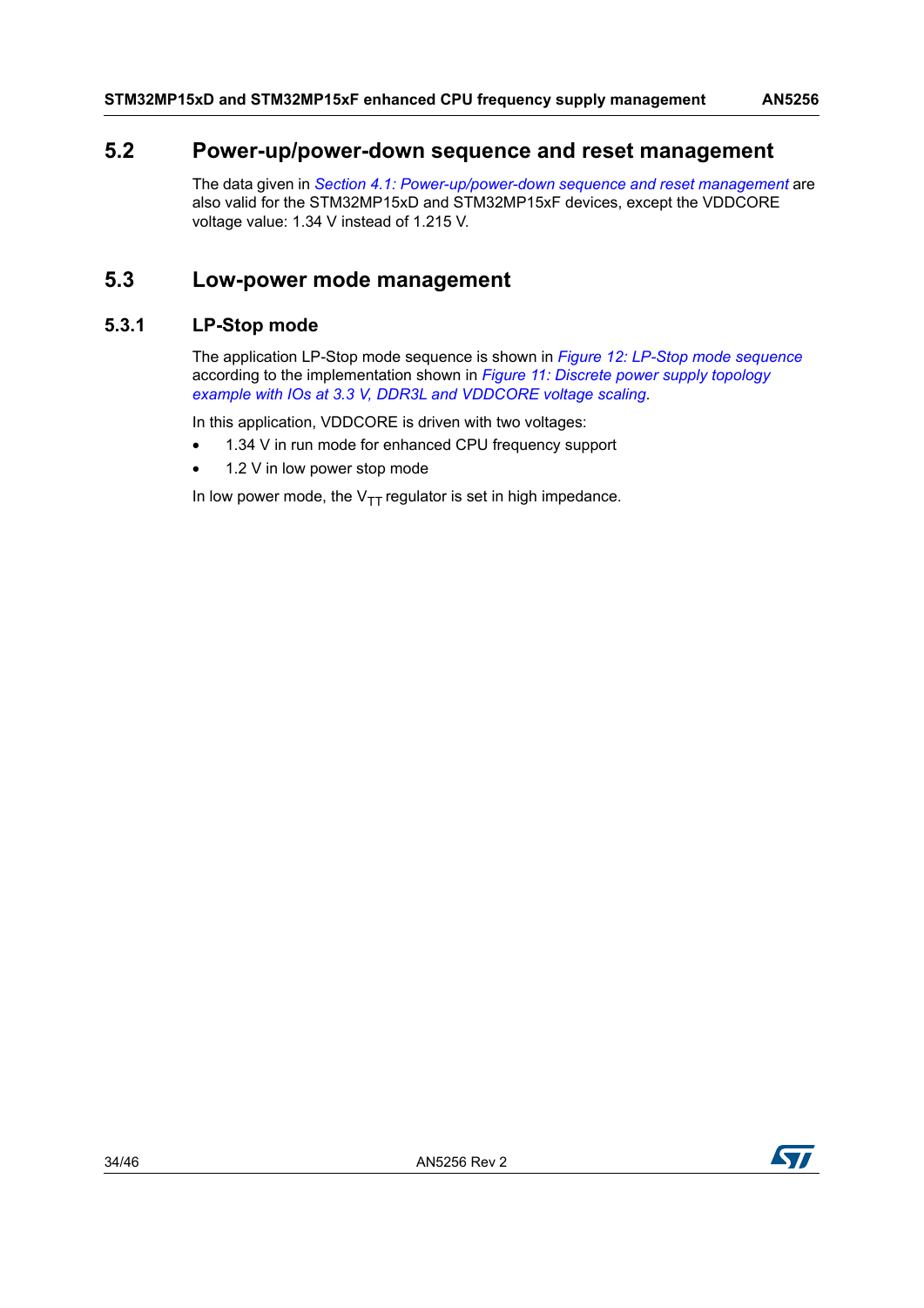## 5.2 Power-up/power-down sequence and reset management

The data given in *Section 4.1: Power-up/power-down sequence and reset management* are also valid for the STM32MP15xD and STM32MP15xF devices, except the VDDCORE voltage value: 1.34 V instead of 1.215 V.

## 5.3 Low-power mode management

### 5.3.1 LP-Stop mode

The application LP-Stop mode sequence is shown in *Figure 12: LP-Stop mode sequence* according to the implementation shown in *Figure 11: Discrete power supply topology example with IOs at 3.3 V, DDR3L and VDDCORE voltage scaling*.

In this application, VDDCORE is driven with two voltages:

- 1.34 V in run mode for enhanced CPU frequency support
- 1.2 V in low power stop mode

In low power mode, the $V_{TT}$ regulator is set in high impedance.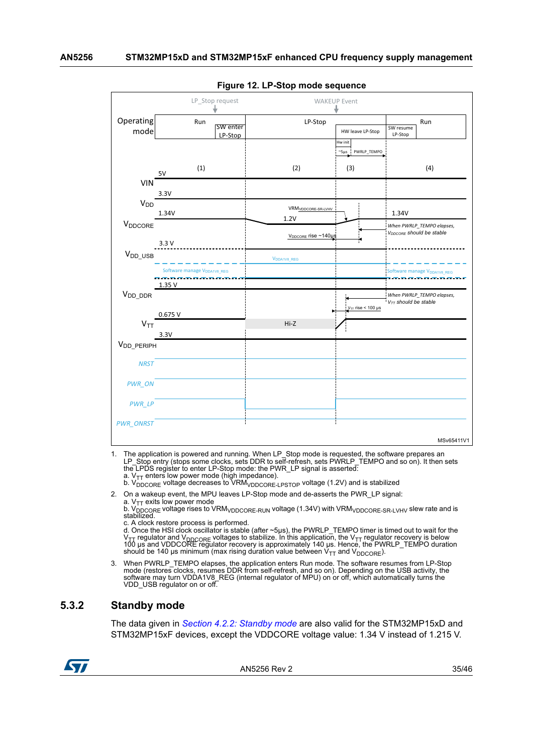**Figure 12. LP-Stop mode sequence**

1. The application is powered and running. When LP_Stop mode is requested, the software prepares an LP_Stop entry (stops some clocks, sets DDR to self-refresh, sets PWRLP_TEMPO and so on). It then sets the LPDS register to enter LP-Stop mode: the PWR_LP signal is asserted:
   a. $V_{TT}$ enters low power mode (high impedance).
   b. $V_{DDCORE}$ voltage decreases to $VRM_{VDDCORE\text{-}LPSTOP}$ voltage (1.2V) and is stabilized
2. On a wakeup event, the MPU leaves LP-Stop mode and de-asserts the PWR_LP signal:
   a. $V_{TT}$ exits low power mode
   b. $V_{DDCORE}$ voltage rises to $VRM_{VDDCORE\text{-}RUN}$ voltage (1.34V) with $VRM_{VDDCORE\text{-}SR\text{-}LVHV}$ slew rate and is stabilized.
   c. A clock restore process is performed.
   d. Once the HSI clock oscillator is stable (after ~5µs), the PWRLP_TEMPO timer is timed out to wait for the $V_{TT}$ regulator and $V_{DDCORE}$ voltages to stabilize. In this application, the $V_{TT}$ regulator recovery is below 100 µs and VDDCORE regulator recovery is approximately 140 µs. Hence, the PWRLP_TEMPO duration should be 140 µs minimum (max rising duration value between $V_{TT}$ and $V_{DDCORE}$).
3. When PWRLP_TEMPO elapses, the application enters Run mode. The software resumes from LP-Stop mode (restores clocks, resumes DDR from self-refresh, and so on). Depending on the USB activity, the software may turn VDDA1V8_REG (internal regulator of MPU) on or off, which automatically turns the VDD_USB regulator on or off.

### 5.3.2 Standby mode

The data given in *Section 4.2.2: Standby mode* are also valid for the STM32MP15xD and STM32MP15xF devices, except the VDDCORE voltage value: 1.34 V instead of 1.215 V.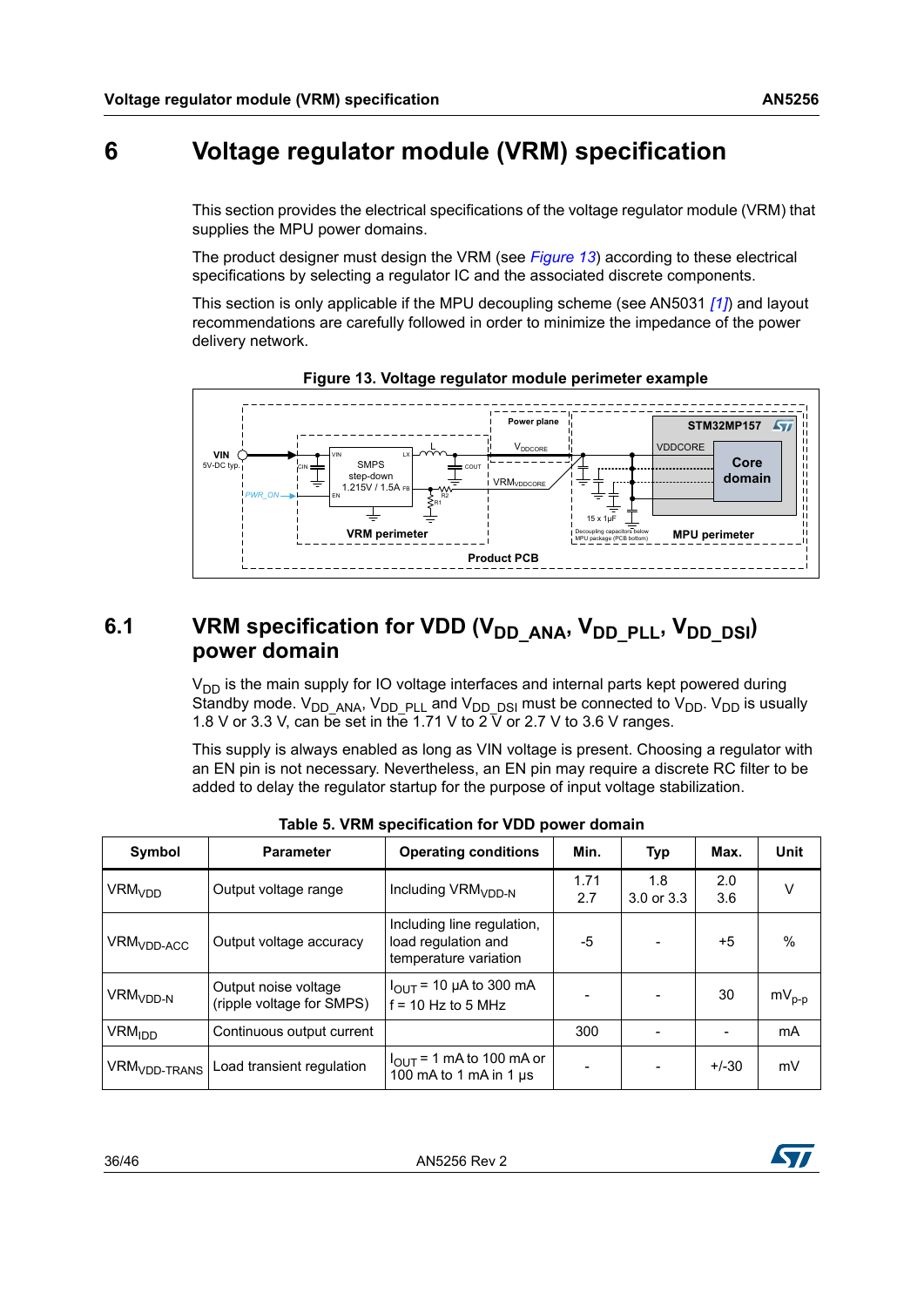# 6 Voltage regulator module (VRM) specification

This section provides the electrical specifications of the voltage regulator module (VRM) that supplies the MPU power domains.

The product designer must design the VRM (see *Figure 13*) according to these electrical specifications by selecting a regulator IC and the associated discrete components.

This section is only applicable if the MPU decoupling scheme (see AN5031 *[1]*) and layout recommendations are carefully followed in order to minimize the impedance of the power delivery network.

**Figure 13. Voltage regulator module perimeter example**

## 6.1 VRM specification for VDD ($V_{DD\_ANA}$, $V_{DD\_PLL}$, $V_{DD\_DSI}$) power domain

$V_{DD}$ is the main supply for IO voltage interfaces and internal parts kept powered during Standby mode. $V_{DD\_ANA}$, $V_{DD\_PLL}$ and $V_{DD\_DSI}$ must be connected to $V_{DD}$. $V_{DD}$ is usually 1.8 V or 3.3 V, can be set in the 1.71 V to 2 V or 2.7 V to 3.6 V ranges.

This supply is always enabled as long as VIN voltage is present. Choosing a regulator with an EN pin is not necessary. Nevertheless, an EN pin may require a discrete RC filter to be added to delay the regulator startup for the purpose of input voltage stabilization.

**Table 5. VRM specification for VDD power domain**

| Symbol | Parameter | Operating conditions | Min. | Typ | Max. | Unit |
|---|---|---|---|---|---|---|
| $VRM_{VDD}$ | Output voltage range | Including $VRM_{VDD-N}$ | 1.71<br>2.7 | 1.8<br>3.0 or 3.3 | 2.0<br>3.6 | V |
| $VRM_{VDD-ACC}$ | Output voltage accuracy | Including line regulation, load regulation and temperature variation | -5 | - | +5 | % |
| $VRM_{VDD-N}$ | Output noise voltage (ripple voltage for SMPS) | $I_{OUT}$ = 10 µA to 300 mA<br>f = 10 Hz to 5 MHz | - | - | 30 | $mV_{p-p}$ |
| $VRM_{IDD}$ | Continuous output current | | 300 | - | - | mA |
| $VRM_{VDD-TRANS}$ | Load transient regulation | $I_{OUT}$ = 1 mA to 100 mA or 100 mA to 1 mA in 1 µs | - | - | +/-30 | mV |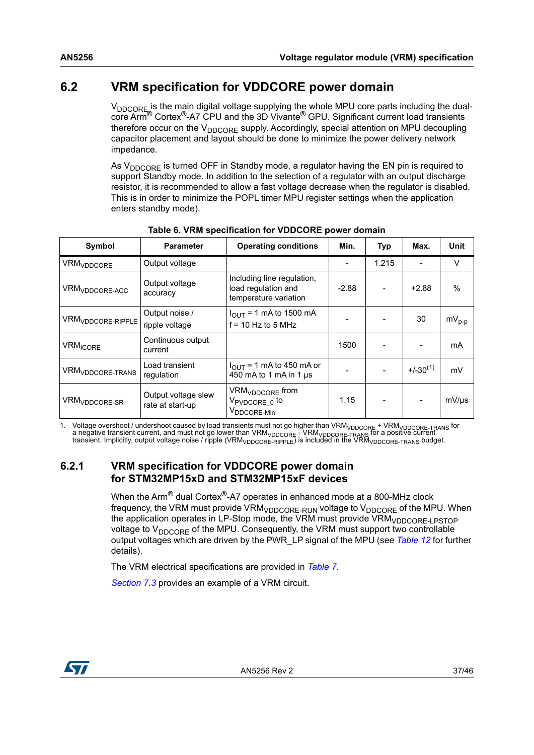## 6.2 VRM specification for VDDCORE power domain

$V_{DDCORE}$ is the main digital voltage supplying the whole MPU core parts including the dual-core Arm® Cortex®-A7 CPU and the 3D Vivante® GPU. Significant current load transients therefore occur on the $V_{DDCORE}$ supply. Accordingly, special attention on MPU decoupling capacitor placement and layout should be done to minimize the power delivery network impedance.

As $V_{DDCORE}$ is turned OFF in Standby mode, a regulator having the EN pin is required to support Standby mode. In addition to the selection of a regulator with an output discharge resistor, it is recommended to allow a fast voltage decrease when the regulator is disabled. This is in order to minimize the POPL timer MPU register settings when the application enters standby mode).

**Table 6. VRM specification for VDDCORE power domain**

| Symbol | Parameter | Operating conditions | Min. | Typ | Max. | Unit |
|---|---|---|---|---|---|---|
| $VRM_{VDDCORE}$ | Output voltage | | - | 1.215 | - | V |
| $VRM_{VDDCORE-ACC}$ | Output voltage accuracy | Including line regulation, load regulation and temperature variation | -2.88 | - | +2.88 | % |
| $VRM_{VDDCORE-RIPPLE}$ | Output noise / ripple voltage | $I_{OUT}$ = 1 mA to 1500 mA<br>f = 10 Hz to 5 MHz | - | - | 30 | $mV_{p-p}$ |
| $VRM_{ICORE}$ | Continuous output current | | 1500 | - | - | mA |
| $VRM_{VDDCORE-TRANS}$ | Load transient regulation | $I_{OUT}$ = 1 mA to 450 mA or 450 mA to 1 mA in 1 µs | - | - | +/-30(1) | mV |
| $VRM_{VDDCORE-SR}$ | Output voltage slew rate at start-up | $VRM_{VDDCORE}$ from $V_{PVDCORE\_0}$ to $V_{DDCORE-Min}$ | 1.15 | - | - | mV/µs |

1. Voltage overshoot / undershoot caused by load transients must not go higher than $VRM_{VDDCORE}$ + $VRM_{VDDCORE-TRANS}$ for a negative transient current, and must not go lower than $VRM_{VDDCORE}$ - $VRM_{VDDCORE-TRANS}$ for a positive current transient. Implicitly, output voltage noise / ripple ($VRM_{VDDCORE-RIPPLE}$) is included in the $VRM_{VDDCORE-TRANS}$ budget.

### 6.2.1 VRM specification for VDDCORE power domain for STM32MP15xD and STM32MP15xF devices

When the Arm® dual Cortex®-A7 operates in enhanced mode at a 800-MHz clock frequency, the VRM must provide $VRM_{VDDCORE-RUN}$ voltage to $V_{DDCORE}$ of the MPU. When the application operates in LP-Stop mode, the VRM must provide $VRM_{VDDCORE-LPSTOP}$ voltage to $V_{DDCORE}$ of the MPU. Consequently, the VRM must support two controllable output voltages which are driven by the PWR_LP signal of the MPU (see *Table 12* for further details).

The VRM electrical specifications are provided in *Table 7*.

*Section 7.3* provides an example of a VRM circuit.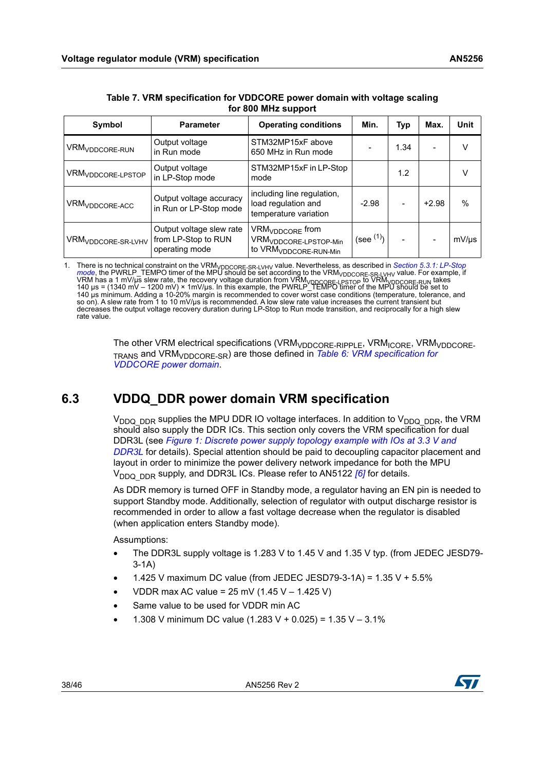Table 7. VRM specification for VDDCORE power domain with voltage scaling for 800 MHz support

| Symbol | Parameter | Operating conditions | Min. | Typ | Max. | Unit |
|---|---|---|---|---|---|---|
| $VRM_{VDDCORE-RUN}$ | Output voltage in Run mode | STM32MP15xF above 650 MHz in Run mode | - | 1.34 | - | V |
| $VRM_{VDDCORE-LPSTOP}$ | Output voltage in LP-Stop mode | STM32MP15xF in LP-Stop mode | | 1.2 | | V |
| $VRM_{VDDCORE-ACC}$ | Output voltage accuracy in Run or LP-Stop mode | including line regulation, load regulation and temperature variation | -2.98 | - | +2.98 | % |
| $VRM_{VDDCORE-SR-LVHV}$ | Output voltage slew rate from LP-Stop to RUN operating mode | $VRM_{VDDCORE}$ from $VRM_{VDDCORE-LPSTOP-Min}$ to $VRM_{VDDCORE-RUN-Min}$ | (see [1]) | - | - | mV/µs |

1. There is no technical constraint on the $VRM_{VDDCORE-SR-LVHV}$ value. Nevertheless, as described in *Section 5.3.1: LP-Stop mode*, the PWRLP_TEMPO timer of the MPU should be set according to the $VRM_{VDDCORE-SR-LVHV}$ value. For example, if VRM has a 1 mV/µs slew rate, the recovery voltage duration from $VRM_{VDDCORE-LPSTOP}$ to $VRM_{VDDCORE-RUN}$ takes 140 µs = (1340 mV – 1200 mV) × 1mV/µs. In this example, the PWRLP_TEMPO timer of the MPU should be set to 140 µs minimum. Adding a 10-20% margin is recommended to cover worst case conditions (temperature, tolerance, and so on). A slew rate from 1 to 10 mV/µs is recommended. A low slew rate value increases the current transient but decreases the output voltage recovery duration during LP-Stop to Run mode transition, and reciprocally for a high slew rate value.

The other VRM electrical specifications ($VRM_{VDDCORE-RIPPLE}$, $VRM_{ICORE}$, $VRM_{VDDCORE-TRANS}$ and $VRM_{VDDCORE-SR}$) are those defined in *Table 6: VRM specification for VDDCORE power domain*.

## 6.3 VDDQ_DDR power domain VRM specification

$V_{DDQ\_DDR}$ supplies the MPU DDR IO voltage interfaces. In addition to $V_{DDQ\_DDR}$, the VRM should also supply the DDR ICs. This section only covers the VRM specification for dual DDR3L (see *Figure 1: Discrete power supply topology example with IOs at 3.3 V and DDR3L* for details). Special attention should be paid to decoupling capacitor placement and layout in order to minimize the power delivery network impedance for both the MPU $V_{DDQ\_DDR}$ supply, and DDR3L ICs. Please refer to AN5122 *[6]* for details.

As DDR memory is turned OFF in Standby mode, a regulator having an EN pin is needed to support Standby mode. Additionally, selection of regulator with output discharge resistor is recommended in order to allow a fast voltage decrease when the regulator is disabled (when application enters Standby mode).

Assumptions:

- The DDR3L supply voltage is 1.283 V to 1.45 V and 1.35 V typ. (from JEDEC JESD79-3-1A)
- 1.425 V maximum DC value (from JEDEC JESD79-3-1A) = 1.35 V + 5.5%
- VDDR max AC value = 25 mV (1.45 V – 1.425 V)
- Same value to be used for VDDR min AC
- 1.308 V minimum DC value (1.283 V + 0.025) = 1.35 V – 3.1%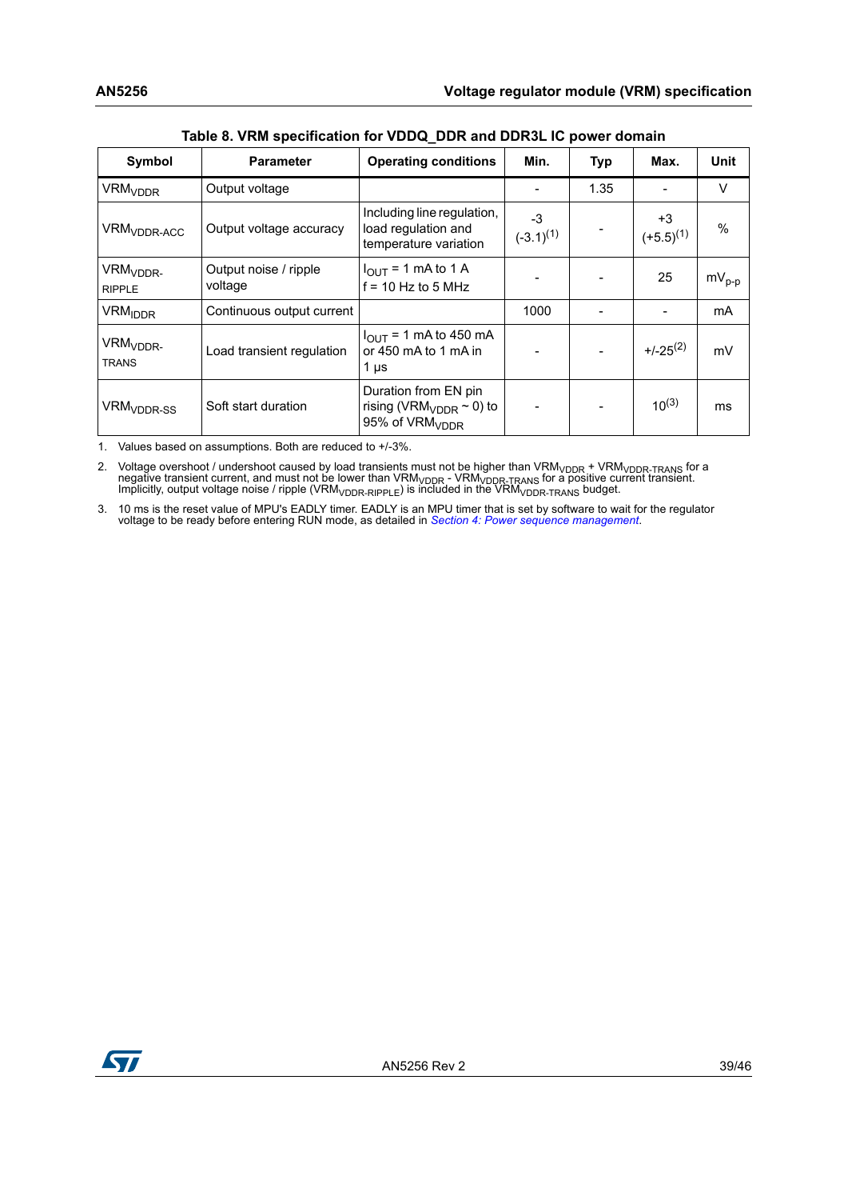**Table 8. VRM specification for VDDQ_DDR and DDR3L IC power domain**

| Symbol | Parameter | Operating conditions | Min. | Typ | Max. | Unit |
|---|---|---|---|---|---|---|
| $VRM_{VDDR}$ | Output voltage | | - | 1.35 | - | V |
| $VRM_{VDDR\text{-}ACC}$ | Output voltage accuracy | Including line regulation, load regulation and temperature variation | -3 (-3.1)(1) | - | +3 (+5.5)(1) | % |
| $VRM_{VDDR\text{-}RIPPLE}$ | Output noise / ripple voltage | $I_{OUT}$ = 1 mA to 1 A f = 10 Hz to 5 MHz | - | - | 25 | $mV_{p\text{-}p}$ |
| $VRM_{IDDR}$ | Continuous output current | | 1000 | - | - | mA |
| $VRM_{VDDR\text{-}TRANS}$ | Load transient regulation | $I_{OUT}$ = 1 mA to 450 mA or 450 mA to 1 mA in 1 µs | - | - | +/-25(2) | mV |
| $VRM_{VDDR\text{-}SS}$ | Soft start duration | Duration from EN pin rising ($VRM_{VDDR}$ ~ 0) to 95% of $VRM_{VDDR}$ | - | - | 10(3) | ms |

1. Values based on assumptions. Both are reduced to +/-3%.
2. Voltage overshoot / undershoot caused by load transients must not be higher than $VRM_{VDDR}$ + $VRM_{VDDR\text{-}TRANS}$ for a negative transient current, and must not be lower than $VRM_{VDDR}$ - $VRM_{VDDR\text{-}TRANS}$ for a positive current transient. Implicitly, output voltage noise / ripple ($VRM_{VDDR\text{-}RIPPLE}$) is included in the $VRM_{VDDR\text{-}TRANS}$ budget.
3. 10 ms is the reset value of MPU's EADLY timer. EADLY is an MPU timer that is set by software to wait for the regulator voltage to be ready before entering RUN mode, as detailed in *Section 4: Power sequence management*.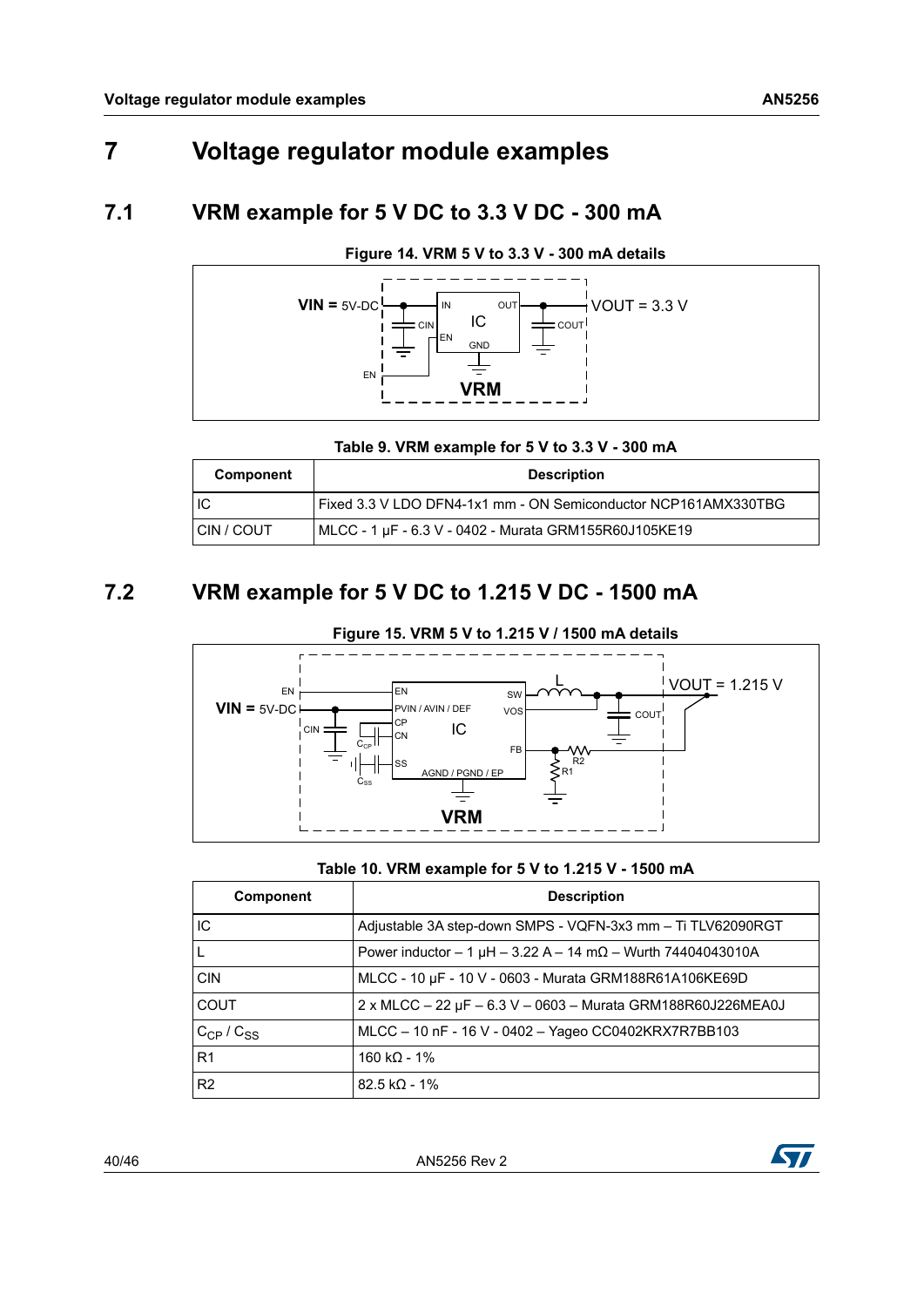# 7 Voltage regulator module examples

## 7.1 VRM example for 5 V DC to 3.3 V DC - 300 mA

**Figure 14. VRM 5 V to 3.3 V - 300 mA details**

**Table 9. VRM example for 5 V to 3.3 V - 300 mA**

| Component | Description |
|---|---|
| IC | Fixed 3.3 V LDO DFN4-1x1 mm - ON Semiconductor NCP161AMX330TBG |
| CIN / COUT | MLCC - 1 µF - 6.3 V - 0402 - Murata GRM155R60J105KE19 |

## 7.2 VRM example for 5 V DC to 1.215 V DC - 1500 mA

**Figure 15. VRM 5 V to 1.215 V / 1500 mA details**

**Table 10. VRM example for 5 V to 1.215 V - 1500 mA**

| Component | Description |
|---|---|
| IC | Adjustable 3A step-down SMPS - VQFN-3x3 mm – Ti TLV62090RGT |
| L | Power inductor – 1 µH – 3.22 A – 14 mΩ – Wurth 74404043010A |
| CIN | MLCC - 10 µF - 10 V - 0603 - Murata GRM188R61A106KE69D |
| COUT | 2 x MLCC – 22 µF – 6.3 V – 0603 – Murata GRM188R60J226MEA0J |
| $C_{CP}$ / $C_{SS}$ | MLCC – 10 nF - 16 V - 0402 – Yageo CC0402KRX7R7BB103 |
| R1 | 160 kΩ - 1% |
| R2 | 82.5 kΩ - 1% |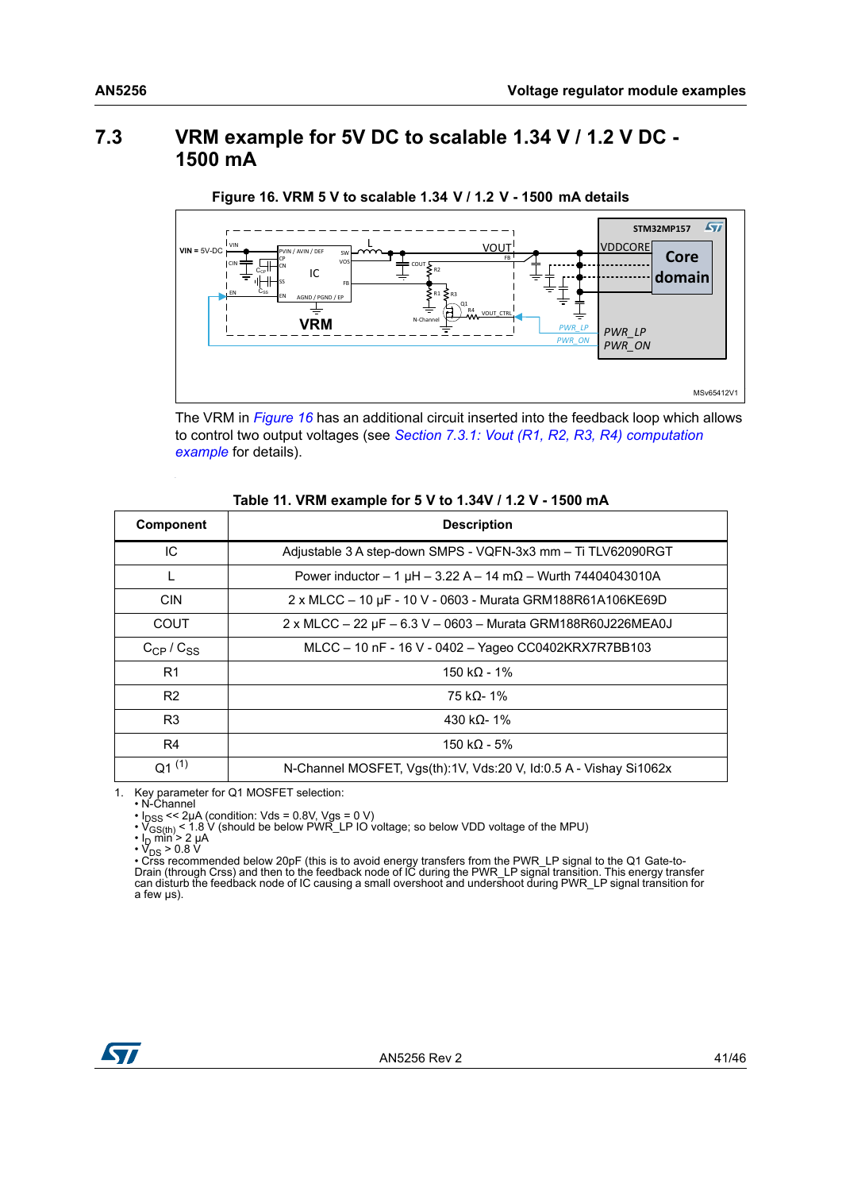## 7.3 VRM example for 5V DC to scalable 1.34 V / 1.2 V DC - 1500 mA

**Figure 16. VRM 5 V to scalable 1.34 V / 1.2 V - 1500 mA details**

The VRM in *Figure 16* has an additional circuit inserted into the feedback loop which allows to control two output voltages (see *Section 7.3.1: Vout (R1, R2, R3, R4) computation example* for details).

**Table 11. VRM example for 5 V to 1.34V / 1.2 V - 1500 mA**

| Component | Description |
|---|---|
| IC | Adjustable 3 A step-down SMPS - VQFN-3x3 mm – Ti TLV62090RGT |
| L | Power inductor – 1 µH – 3.22 A – 14 mΩ – Wurth 74404043010A |
| CIN | 2 x MLCC – 10 µF - 10 V - 0603 - Murata GRM188R61A106KE69D |
| COUT | 2 x MLCC – 22 µF – 6.3 V – 0603 – Murata GRM188R60J226MEA0J |
| $C_{CP}$ / $C_{SS}$ | MLCC – 10 nF - 16 V - 0402 – Yageo CC0402KRX7R7BB103 |
| R1 | 150 kΩ - 1% |
| R2 | 75 kΩ- 1% |
| R3 | 430 kΩ- 1% |
| R4 | 150 kΩ - 5% |
| Q1 (1) | N-Channel MOSFET, Vgs(th):1V, Vds:20 V, Id:0.5 A - Vishay Si1062x |

1. Key parameter for Q1 MOSFET selection:
   - N-Channel
   - $I_{DSS}$ << 2µA (condition: Vds = 0.8V, Vgs = 0 V)
   - $V_{GS(th)}$ < 1.8 V (should be below PWR_LP IO voltage; so below VDD voltage of the MPU)
   - $I_D$ min > 2 µA
   - $V_{DS}$ > 0.8 V
   - Crss recommended below 20pF (this is to avoid energy transfers from the PWR_LP signal to the Q1 Gate-to-Drain (through Crss) and then to the feedback node of IC during the PWR_LP signal transition. This energy transfer can disturb the feedback node of IC causing a small overshoot and undershoot during PWR_LP signal transition for a few µs).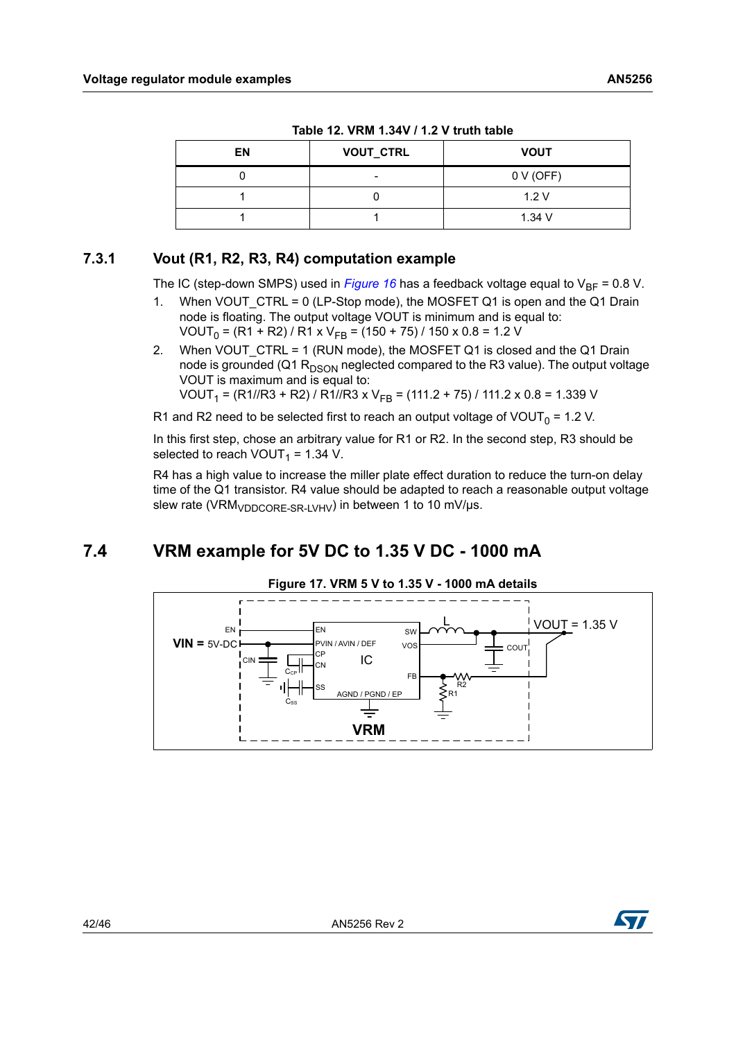**Table 12. VRM 1.34V / 1.2 V truth table**

| EN | VOUT_CTRL | VOUT |
|---|---|---|
| 0 | - | 0 V (OFF) |
| 1 | 0 | 1.2 V |
| 1 | 1 | 1.34 V |

### 7.3.1 Vout (R1, R2, R3, R4) computation example

The IC (step-down SMPS) used in *Figure 16* has a feedback voltage equal to $V_{BF}$ = 0.8 V.

1. When VOUT_CTRL = 0 (LP-Stop mode), the MOSFET Q1 is open and the Q1 Drain node is floating. The output voltage VOUT is minimum and is equal to:
   $VOUT_0$ = (R1 + R2) / R1 x $V_{FB}$ = (150 + 75) / 150 x 0.8 = 1.2 V
2. When VOUT_CTRL = 1 (RUN mode), the MOSFET Q1 is closed and the Q1 Drain node is grounded (Q1 $R_{DSON}$ neglected compared to the R3 value). The output voltage VOUT is maximum and is equal to:
   $VOUT_1$ = (R1//R3 + R2) / R1//R3 x $V_{FB}$ = (111.2 + 75) / 111.2 x 0.8 = 1.339 V

R1 and R2 need to be selected first to reach an output voltage of $VOUT_0$ = 1.2 V.

In this first step, chose an arbitrary value for R1 or R2. In the second step, R3 should be selected to reach $VOUT_1$ = 1.34 V.

R4 has a high value to increase the miller plate effect duration to reduce the turn-on delay time of the Q1 transistor. R4 value should be adapted to reach a reasonable output voltage slew rate ($VRM_{VDDCORE\text{-}SR\text{-}LVHV}$) in between 1 to 10 mV/µs.

## 7.4 VRM example for 5V DC to 1.35 V DC - 1000 mA

**Figure 17. VRM 5 V to 1.35 V - 1000 mA details**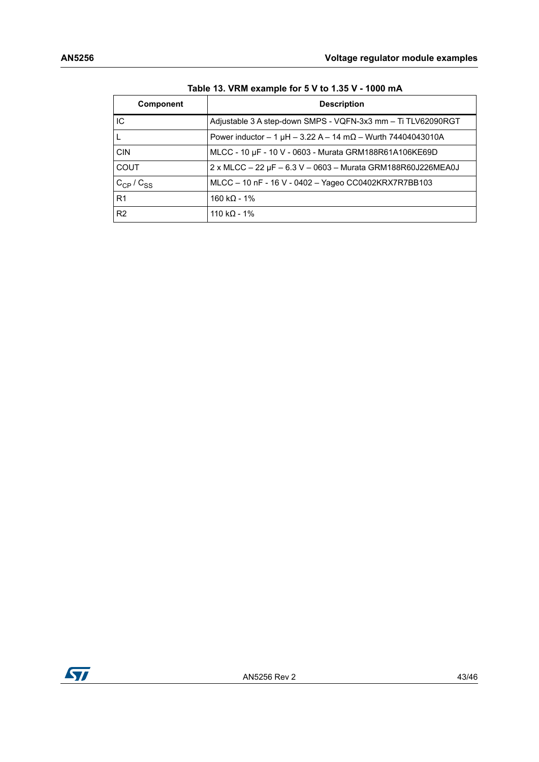Table 13. VRM example for 5 V to 1.35 V - 1000 mA

| Component | Description |
|---|---|
| IC | Adjustable 3 A step-down SMPS - VQFN-3x3 mm – Ti TLV62090RGT |
| L | Power inductor – 1 µH – 3.22 A – 14 mΩ – Wurth 74404043010A |
| CIN | MLCC - 10 µF - 10 V - 0603 - Murata GRM188R61A106KE69D |
| COUT | 2 x MLCC – 22 µF – 6.3 V – 0603 – Murata GRM188R60J226MEA0J |
| $C_{CP}$ / $C_{SS}$ | MLCC – 10 nF - 16 V - 0402 – Yageo CC0402KRX7R7BB103 |
| R1 | 160 kΩ - 1% |
| R2 | 110 kΩ - 1% |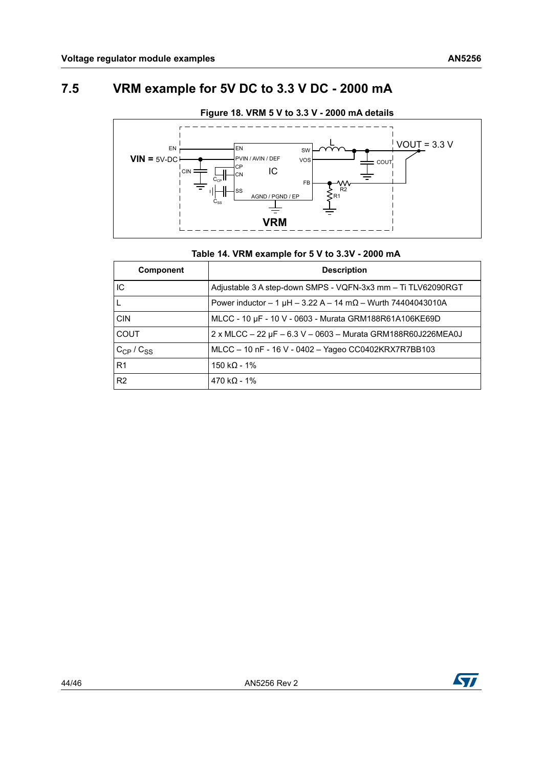## 7.5 VRM example for 5V DC to 3.3 V DC - 2000 mA

Figure 18. VRM 5 V to 3.3 V - 2000 mA details

Table 14. VRM example for 5 V to 3.3V - 2000 mA

| Component | Description |
|---|---|
| IC | Adjustable 3 A step-down SMPS - VQFN-3x3 mm – Ti TLV62090RGT |
| L | Power inductor – 1 µH – 3.22 A – 14 mΩ – Wurth 74404043010A |
| CIN | MLCC - 10 µF - 10 V - 0603 - Murata GRM188R61A106KE69D |
| COUT | 2 x MLCC – 22 µF – 6.3 V – 0603 – Murata GRM188R60J226MEA0J |
| $C_{CP}$ / $C_{SS}$ | MLCC – 10 nF - 16 V - 0402 – Yageo CC0402KRX7R7BB103 |
| R1 | 150 kΩ - 1% |
| R2 | 470 kΩ - 1% |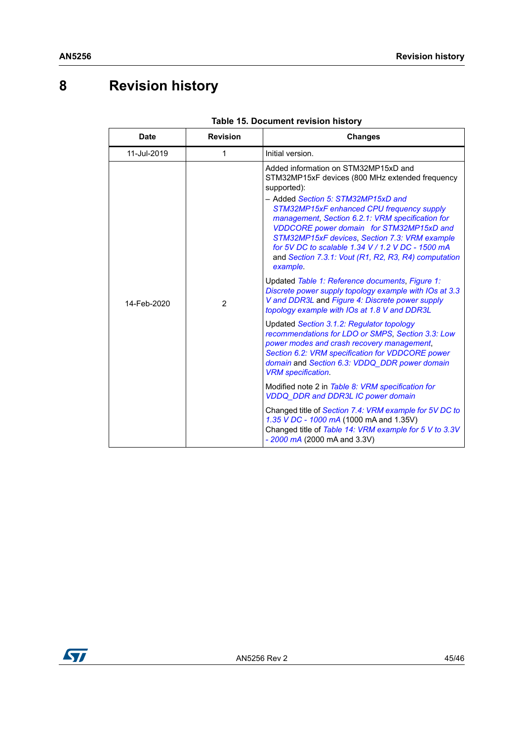# 8 Revision history

Table 15. Document revision history

| Date | Revision | Changes |
|---|---|---|
| 11-Jul-2019 | 1 | Initial version. |
| 14-Feb-2020 | 2 | Added information on STM32MP15xD and STM32MP15xF devices (800 MHz extended frequency supported):<br>– Added *Section 5: STM32MP15xD and STM32MP15xF enhanced CPU frequency supply management*, *Section 6.2.1: VRM specification for VDDCORE power domain for STM32MP15xD and STM32MP15xF devices*, *Section 7.3: VRM example for 5V DC to scalable 1.34 V / 1.2 V DC - 1500 mA* and *Section 7.3.1: Vout (R1, R2, R3, R4) computation example*.<br><br>Updated *Table 1: Reference documents*, *Figure 1: Discrete power supply topology example with IOs at 3.3 V and DDR3L* and *Figure 4: Discrete power supply topology example with IOs at 1.8 V and DDR3L*<br><br>Updated *Section 3.1.2: Regulator topology recommendations for LDO or SMPS*, *Section 3.3: Low power modes and crash recovery management*, *Section 6.2: VRM specification for VDDCORE power domain* and *Section 6.3: VDDQ_DDR power domain VRM specification*.<br><br>Modified note 2 in *Table 8: VRM specification for VDDQ_DDR and DDR3L IC power domain*<br><br>Changed title of *Section 7.4: VRM example for 5V DC to 1.35 V DC - 1000 mA* (1000 mA and 1.35V)<br>Changed title of *Table 14: VRM example for 5 V to 3.3V - 2000 mA* (2000 mA and 3.3V) |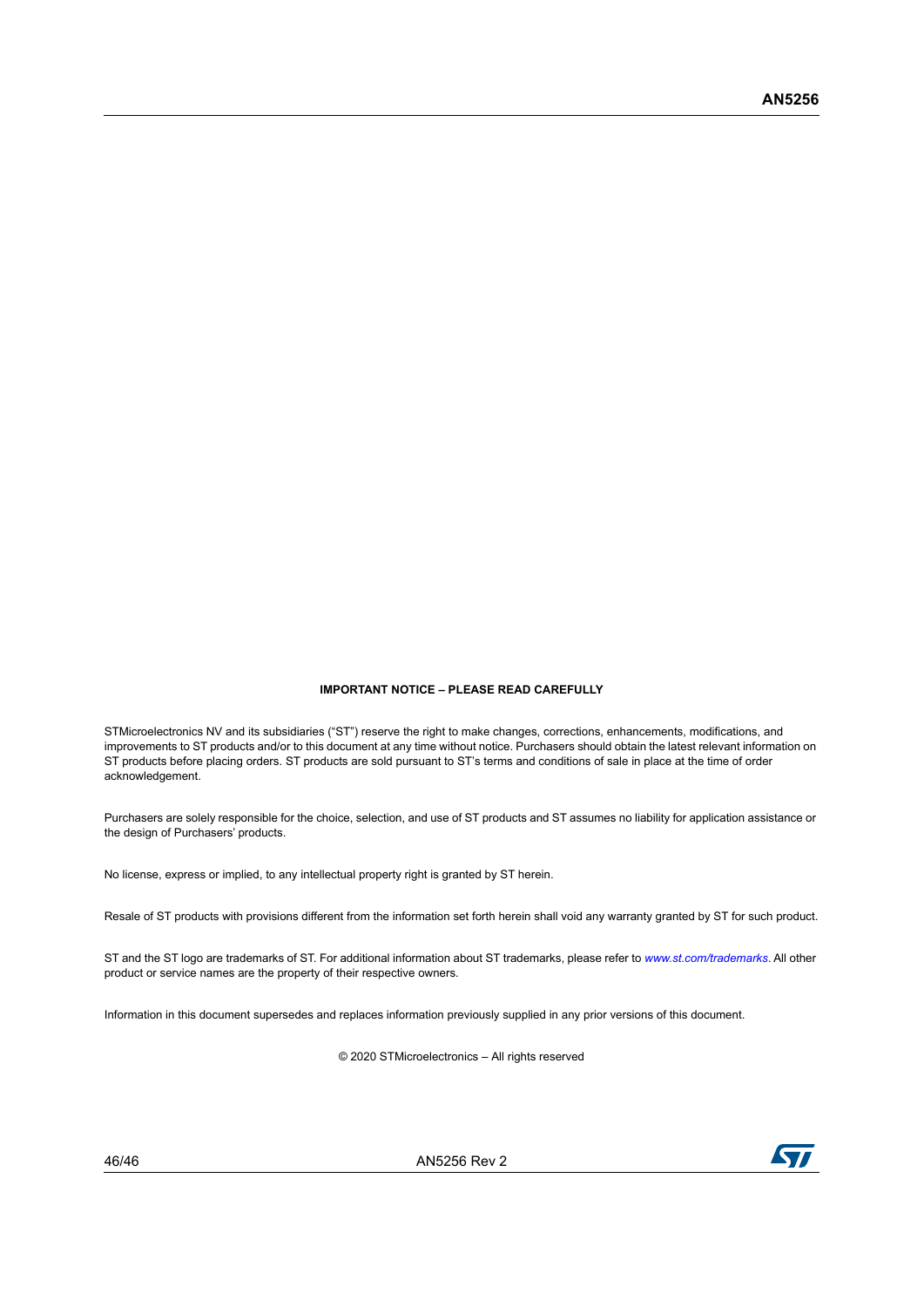**IMPORTANT NOTICE – PLEASE READ CAREFULLY**

STMicroelectronics NV and its subsidiaries (“ST”) reserve the right to make changes, corrections, enhancements, modifications, and improvements to ST products and/or to this document at any time without notice. Purchasers should obtain the latest relevant information on ST products before placing orders. ST products are sold pursuant to ST’s terms and conditions of sale in place at the time of order acknowledgement.

Purchasers are solely responsible for the choice, selection, and use of ST products and ST assumes no liability for application assistance or the design of Purchasers’ products.

No license, express or implied, to any intellectual property right is granted by ST herein.

Resale of ST products with provisions different from the information set forth herein shall void any warranty granted by ST for such product.

ST and the ST logo are trademarks of ST. For additional information about ST trademarks, please refer to *www.st.com/trademarks*. All other product or service names are the property of their respective owners.

Information in this document supersedes and replaces information previously supplied in any prior versions of this document.

© 2020 STMicroelectronics – All rights reserved